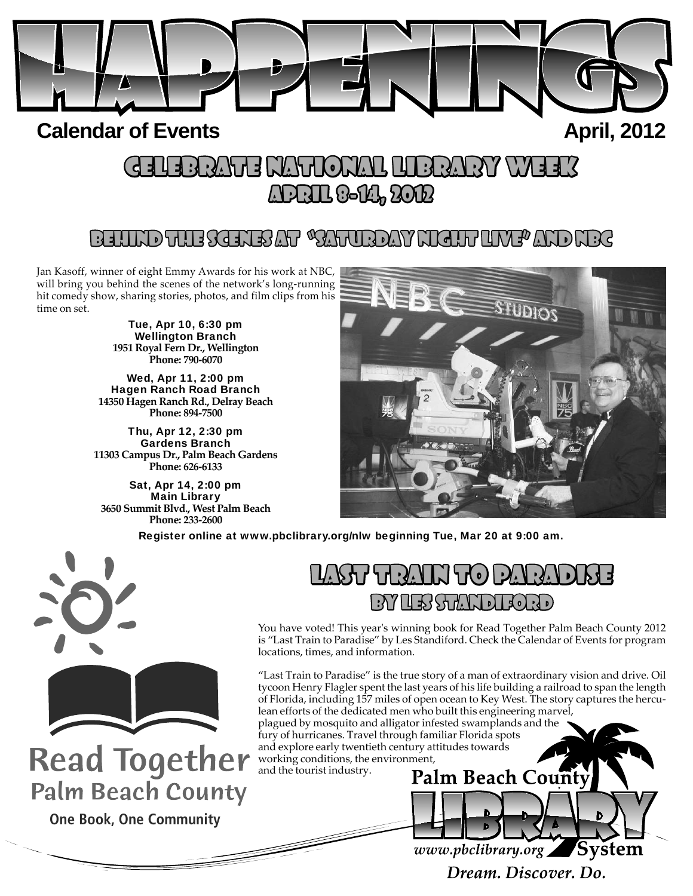# HAPPENINGS

**Calendar of Events** **April, 2012**

## CELEBRATE NATIONAL LIBRARY WEEK
## APRIL 8-14, 2012

## BEHIND THE SCENES AT "SATURDAY NIGHT LIVE" AND NBC

Jan Kasoff, winner of eight Emmy Awards for his work at NBC, will bring you behind the scenes of the network's long-running hit comedy show, sharing stories, photos, and film clips from his time on set.

**Tue, Apr 10, 6:30 pm**
**Wellington Branch**
**1951 Royal Fern Dr., Wellington**
**Phone: 790-6070**

**Wed, Apr 11, 2:00 pm**
**Hagen Ranch Road Branch**
**14350 Hagen Ranch Rd., Delray Beach**
**Phone: 894-7500**

**Thu, Apr 12, 2:30 pm**
**Gardens Branch**
**11303 Campus Dr., Palm Beach Gardens**
**Phone: 626-6133**

**Sat, Apr 14, 2:00 pm**
**Main Library**
**3650 Summit Blvd., West Palm Beach**
**Phone: 233-2600**

**Register online at www.pbclibrary.org/nlw beginning Tue, Mar 20 at 9:00 am.**

## LAST TRAIN TO PARADISE
## BY LES STANDIFORD

You have voted! This year's winning book for Read Together Palm Beach County 2012 is "Last Train to Paradise" by Les Standiford. Check the Calendar of Events for program locations, times, and information.

"Last Train to Paradise" is the true story of a man of extraordinary vision and drive. Oil tycoon Henry Flagler spent the last years of his life building a railroad to span the length of Florida, including 157 miles of open ocean to Key West. The story captures the herculean efforts of the dedicated men who built this engineering marvel, plagued by mosquito and alligator infested swamplands and the fury of hurricanes. Travel through familiar Florida spots and explore early twentieth century attitudes towards working conditions, the environment, and the tourist industry.

**Read Together**
**Palm Beach County**
**One Book, One Community**

**Palm Beach County LIBRARY System**
*www.pbclibrary.org*
*Dream. Discover. Do.*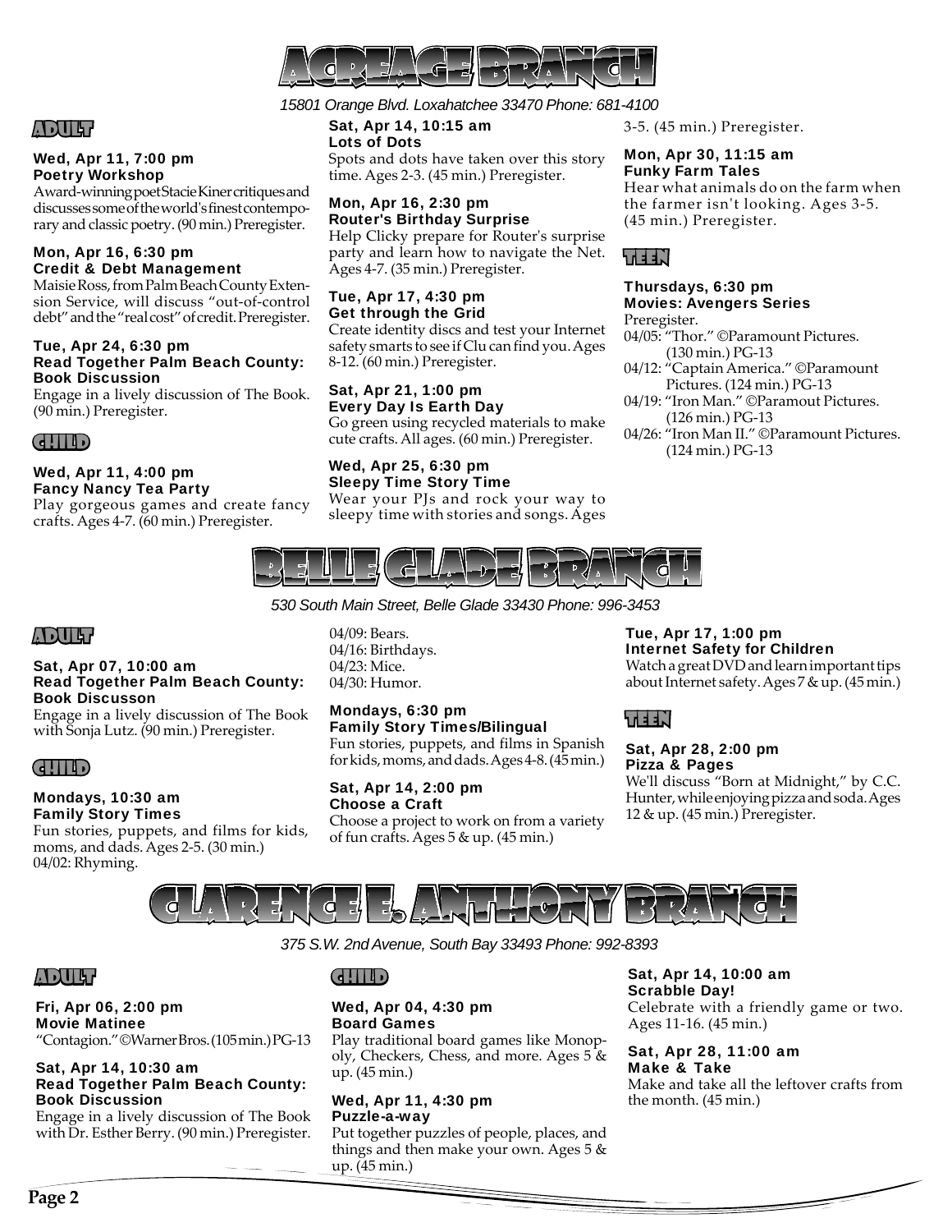# Acreage Branch

*15801 Orange Blvd. Loxahatchee 33470 Phone: 681-4100*

## Adult

**Wed, Apr 11, 7:00 pm**
**Poetry Workshop**
Award-winning poet Stacie Kiner critiques and discusses some of the world's finest contemporary and classic poetry. (90 min.) Preregister.

**Mon, Apr 16, 6:30 pm**
**Credit & Debt Management**
Maisie Ross, from Palm Beach County Extension Service, will discuss "out-of-control debt" and the "real cost" of credit. Preregister.

**Tue, Apr 24, 6:30 pm**
**Read Together Palm Beach County: Book Discussion**
Engage in a lively discussion of The Book. (90 min.) Preregister.

## Child

**Wed, Apr 11, 4:00 pm**
**Fancy Nancy Tea Party**
Play gorgeous games and create fancy crafts. Ages 4-7. (60 min.) Preregister.

**Sat, Apr 14, 10:15 am**
**Lots of Dots**
Spots and dots have taken over this story time. Ages 2-3. (45 min.) Preregister.

**Mon, Apr 16, 2:30 pm**
**Router's Birthday Surprise**
Help Clicky prepare for Router's surprise party and learn how to navigate the Net. Ages 4-7. (35 min.) Preregister.

**Tue, Apr 17, 4:30 pm**
**Get through the Grid**
Create identity discs and test your Internet safety smarts to see if Clu can find you. Ages 8-12. (60 min.) Preregister.

**Sat, Apr 21, 1:00 pm**
**Every Day Is Earth Day**
Go green using recycled materials to make cute crafts. All ages. (60 min.) Preregister.

**Wed, Apr 25, 6:30 pm**
**Sleepy Time Story Time**
Wear your PJs and rock your way to sleepy time with stories and songs. Ages 3-5. (45 min.) Preregister.

**Mon, Apr 30, 11:15 am**
**Funky Farm Tales**
Hear what animals do on the farm when the farmer isn't looking. Ages 3-5. (45 min.) Preregister.

## Teen

**Thursdays, 6:30 pm**
**Movies: Avengers Series**
Preregister.
04/05: "Thor." ©Paramount Pictures. (130 min.) PG-13
04/12: "Captain America." ©Paramount Pictures. (124 min.) PG-13
04/19: "Iron Man." ©Paramout Pictures. (126 min.) PG-13
04/26: "Iron Man II." ©Paramount Pictures. (124 min.) PG-13

# Belle Glade Branch

*530 South Main Street, Belle Glade 33430 Phone: 996-3453*

## Adult

**Sat, Apr 07, 10:00 am**
**Read Together Palm Beach County: Book Discusson**
Engage in a lively discussion of The Book with Sonja Lutz. (90 min.) Preregister.

## Child

**Mondays, 10:30 am**
**Family Story Times**
Fun stories, puppets, and films for kids, moms, and dads. Ages 2-5. (30 min.)
04/02: Rhyming.
04/09: Bears.
04/16: Birthdays.
04/23: Mice.
04/30: Humor.

**Mondays, 6:30 pm**
**Family Story Times/Bilingual**
Fun stories, puppets, and films in Spanish for kids, moms, and dads. Ages 4-8. (45 min.)

**Sat, Apr 14, 2:00 pm**
**Choose a Craft**
Choose a project to work on from a variety of fun crafts. Ages 5 & up. (45 min.)

**Tue, Apr 17, 1:00 pm**
**Internet Safety for Children**
Watch a great DVD and learn important tips about Internet safety. Ages 7 & up. (45 min.)

## Teen

**Sat, Apr 28, 2:00 pm**
**Pizza & Pages**
We'll discuss "Born at Midnight," by C.C. Hunter, while enjoying pizza and soda. Ages 12 & up. (45 min.) Preregister.

# Clarence E. Anthony Branch

*375 S.W. 2nd Avenue, South Bay 33493 Phone: 992-8393*

## Adult

**Fri, Apr 06, 2:00 pm**
**Movie Matinee**
"Contagion." ©Warner Bros. (105 min.) PG-13

**Sat, Apr 14, 10:30 am**
**Read Together Palm Beach County: Book Discussion**
Engage in a lively discussion of The Book with Dr. Esther Berry. (90 min.) Preregister.

## Child

**Wed, Apr 04, 4:30 pm**
**Board Games**
Play traditional board games like Monopoly, Checkers, Chess, and more. Ages 5 & up. (45 min.)

**Wed, Apr 11, 4:30 pm**
**Puzzle-a-way**
Put together puzzles of people, places, and things and then make your own. Ages 5 & up. (45 min.)

**Sat, Apr 14, 10:00 am**
**Scrabble Day!**
Celebrate with a friendly game or two. Ages 11-16. (45 min.)

**Sat, Apr 28, 11:00 am**
**Make & Take**
Make and take all the leftover crafts from the month. (45 min.)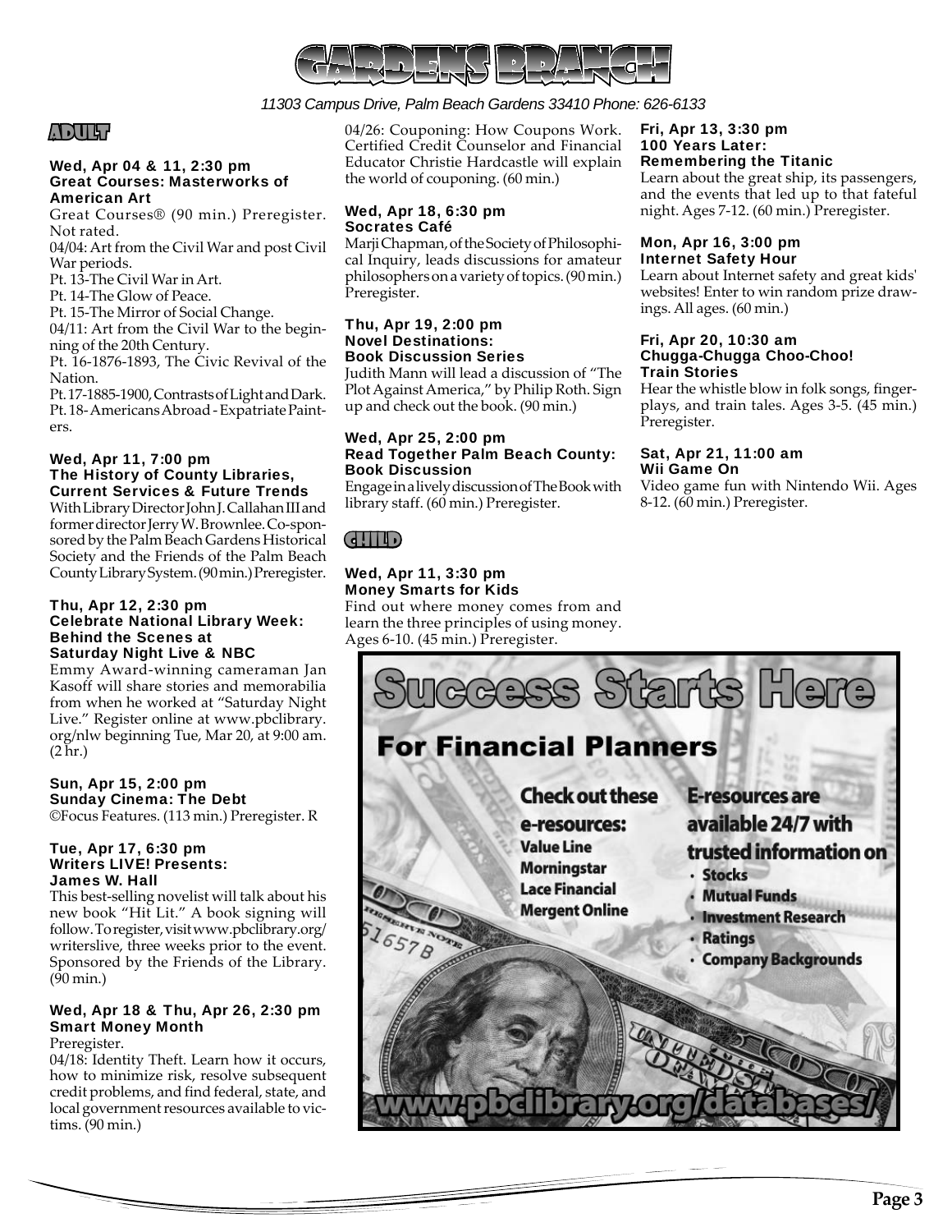# GARDENS BRANCH

*11303 Campus Drive, Palm Beach Gardens 33410 Phone: 626-6133*

## ADULT

**Wed, Apr 04 & 11, 2:30 pm**
**Great Courses: Masterworks of American Art**

Great Courses® (90 min.) Preregister. Not rated.

04/04: Art from the Civil War and post Civil War periods.
Pt. 13-The Civil War in Art.
Pt. 14-The Glow of Peace.
Pt. 15-The Mirror of Social Change.
04/11: Art from the Civil War to the beginning of the 20th Century.
Pt. 16-1876-1893, The Civic Revival of the Nation.
Pt. 17-1885-1900, Contrasts of Light and Dark.
Pt. 18- Americans Abroad - Expatriate Painters.

**Wed, Apr 11, 7:00 pm**
**The History of County Libraries, Current Services & Future Trends**

With Library Director John J. Callahan III and former director Jerry W. Brownlee. Co-sponsored by the Palm Beach Gardens Historical Society and the Friends of the Palm Beach County Library System. (90 min.) Preregister.

**Thu, Apr 12, 2:30 pm**
**Celebrate National Library Week: Behind the Scenes at Saturday Night Live & NBC**

Emmy Award-winning cameraman Jan Kasoff will share stories and memorabilia from when he worked at "Saturday Night Live." Register online at www.pbclibrary.org/nlw beginning Tue, Mar 20, at 9:00 am. (2 hr.)

**Sun, Apr 15, 2:00 pm**
**Sunday Cinema: The Debt**

©Focus Features. (113 min.) Preregister. R

**Tue, Apr 17, 6:30 pm**
**Writers LIVE! Presents: James W. Hall**

This best-selling novelist will talk about his new book "Hit Lit." A book signing will follow. To register, visit www.pbclibrary.org/writerslive, three weeks prior to the event. Sponsored by the Friends of the Library. (90 min.)

**Wed, Apr 18 & Thu, Apr 26, 2:30 pm**
**Smart Money Month**

Preregister.

04/18: Identity Theft. Learn how it occurs, how to minimize risk, resolve subsequent credit problems, and find federal, state, and local government resources available to victims. (90 min.)

04/26: Couponing: How Coupons Work. Certified Credit Counselor and Financial Educator Christie Hardcastle will explain the world of couponing. (60 min.)

**Wed, Apr 18, 6:30 pm**
**Socrates Café**

Marji Chapman, of the Society of Philosophical Inquiry, leads discussions for amateur philosophers on a variety of topics. (90 min.) Preregister.

**Thu, Apr 19, 2:00 pm**
**Novel Destinations: Book Discussion Series**

Judith Mann will lead a discussion of "The Plot Against America," by Philip Roth. Sign up and check out the book. (90 min.)

**Wed, Apr 25, 2:00 pm**
**Read Together Palm Beach County: Book Discussion**

Engage in a lively discussion of The Book with library staff. (60 min.) Preregister.

## CHILD

**Wed, Apr 11, 3:30 pm**
**Money Smarts for Kids**

Find out where money comes from and learn the three principles of using money. Ages 6-10. (45 min.) Preregister.

**Fri, Apr 13, 3:30 pm**
**100 Years Later: Remembering the Titanic**

Learn about the great ship, its passengers, and the events that led up to that fateful night. Ages 7-12. (60 min.) Preregister.

**Mon, Apr 16, 3:00 pm**
**Internet Safety Hour**

Learn about Internet safety and great kids' websites! Enter to win random prize drawings. All ages. (60 min.)

**Fri, Apr 20, 10:30 am**
**Chugga-Chugga Choo-Choo! Train Stories**

Hear the whistle blow in folk songs, fingerplays, and train tales. Ages 3-5. (45 min.) Preregister.

**Sat, Apr 21, 11:00 am**
**Wii Game On**

Video game fun with Nintendo Wii. Ages 8-12. (60 min.) Preregister.

# Success Starts Here

## For Financial Planners

**Check out these e-resources:**
- Value Line
- Morningstar
- Lace Financial
- Mergent Online

**E-resources are available 24/7 with trusted information on**
- Stocks
- Mutual Funds
- Investment Research
- Ratings
- Company Backgrounds

**www.pbclibrary.org/databases/**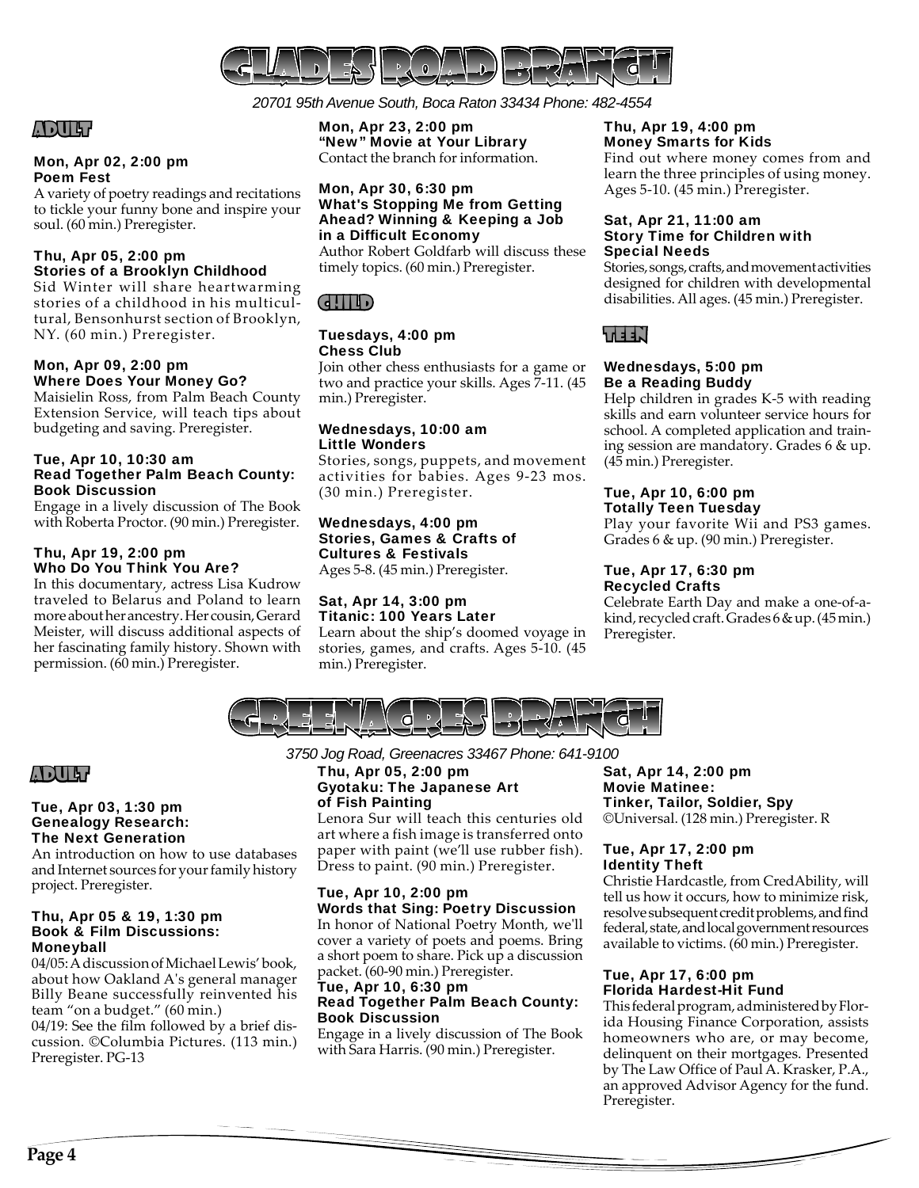# GLADES ROAD BRANCH

*20701 95th Avenue South, Boca Raton 33434 Phone: 482-4554*

## ADULT

**Mon, Apr 02, 2:00 pm**
**Poem Fest**
A variety of poetry readings and recitations to tickle your funny bone and inspire your soul. (60 min.) Preregister.

**Thu, Apr 05, 2:00 pm**
**Stories of a Brooklyn Childhood**
Sid Winter will share heartwarming stories of a childhood in his multicultural, Bensonhurst section of Brooklyn, NY. (60 min.) Preregister.

**Mon, Apr 09, 2:00 pm**
**Where Does Your Money Go?**
Maisielin Ross, from Palm Beach County Extension Service, will teach tips about budgeting and saving. Preregister.

**Tue, Apr 10, 10:30 am**
**Read Together Palm Beach County: Book Discussion**
Engage in a lively discussion of The Book with Roberta Proctor. (90 min.) Preregister.

**Thu, Apr 19, 2:00 pm**
**Who Do You Think You Are?**
In this documentary, actress Lisa Kudrow traveled to Belarus and Poland to learn more about her ancestry. Her cousin, Gerard Meister, will discuss additional aspects of her fascinating family history. Shown with permission. (60 min.) Preregister.

**Mon, Apr 23, 2:00 pm**
**"New" Movie at Your Library**
Contact the branch for information.

**Mon, Apr 30, 6:30 pm**
**What's Stopping Me from Getting Ahead? Winning & Keeping a Job in a Difficult Economy**
Author Robert Goldfarb will discuss these timely topics. (60 min.) Preregister.

## CHILD

**Tuesdays, 4:00 pm**
**Chess Club**
Join other chess enthusiasts for a game or two and practice your skills. Ages 7-11. (45 min.) Preregister.

**Wednesdays, 10:00 am**
**Little Wonders**
Stories, songs, puppets, and movement activities for babies. Ages 9-23 mos. (30 min.) Preregister.

**Wednesdays, 4:00 pm**
**Stories, Games & Crafts of Cultures & Festivals**
Ages 5-8. (45 min.) Preregister.

**Sat, Apr 14, 3:00 pm**
**Titanic: 100 Years Later**
Learn about the ship's doomed voyage in stories, games, and crafts. Ages 5-10. (45 min.) Preregister.

**Thu, Apr 19, 4:00 pm**
**Money Smarts for Kids**
Find out where money comes from and learn the three principles of using money. Ages 5-10. (45 min.) Preregister.

**Sat, Apr 21, 11:00 am**
**Story Time for Children with Special Needs**
Stories, songs, crafts, and movement activities designed for children with developmental disabilities. All ages. (45 min.) Preregister.

## TEEN

**Wednesdays, 5:00 pm**
**Be a Reading Buddy**
Help children in grades K-5 with reading skills and earn volunteer service hours for school. A completed application and training session are mandatory. Grades 6 & up. (45 min.) Preregister.

**Tue, Apr 10, 6:00 pm**
**Totally Teen Tuesday**
Play your favorite Wii and PS3 games. Grades 6 & up. (90 min.) Preregister.

**Tue, Apr 17, 6:30 pm**
**Recycled Crafts**
Celebrate Earth Day and make a one-of-a-kind, recycled craft. Grades 6 & up. (45 min.) Preregister.

# GREENACRES BRANCH

*3750 Jog Road, Greenacres 33467 Phone: 641-9100*

## ADULT

**Tue, Apr 03, 1:30 pm**
**Genealogy Research: The Next Generation**
An introduction on how to use databases and Internet sources for your family history project. Preregister.

**Thu, Apr 05 & 19, 1:30 pm**
**Book & Film Discussions: Moneyball**
04/05: A discussion of Michael Lewis' book, about how Oakland A's general manager Billy Beane successfully reinvented his team "on a budget." (60 min.)
04/19: See the film followed by a brief discussion. ©Columbia Pictures. (113 min.) Preregister. PG-13

**Thu, Apr 05, 2:00 pm**
**Gyotaku: The Japanese Art of Fish Painting**
Lenora Sur will teach this centuries old art where a fish image is transferred onto paper with paint (we'll use rubber fish). Dress to paint. (90 min.) Preregister.

**Tue, Apr 10, 2:00 pm**
**Words that Sing: Poetry Discussion**
In honor of National Poetry Month, we'll cover a variety of poets and poems. Bring a short poem to share. Pick up a discussion packet. (60-90 min.) Preregister.

**Tue, Apr 10, 6:30 pm**
**Read Together Palm Beach County: Book Discussion**
Engage in a lively discussion of The Book with Sara Harris. (90 min.) Preregister.

**Sat, Apr 14, 2:00 pm**
**Movie Matinee: Tinker, Tailor, Soldier, Spy**
©Universal. (128 min.) Preregister. R

**Tue, Apr 17, 2:00 pm**
**Identity Theft**
Christie Hardcastle, from CredAbility, will tell us how it occurs, how to minimize risk, resolve subsequent credit problems, and find federal, state, and local government resources available to victims. (60 min.) Preregister.

**Tue, Apr 17, 6:00 pm**
**Florida Hardest-Hit Fund**
This federal program, administered by Florida Housing Finance Corporation, assists homeowners who are, or may become, delinquent on their mortgages. Presented by The Law Office of Paul A. Krasker, P.A., an approved Advisor Agency for the fund. Preregister.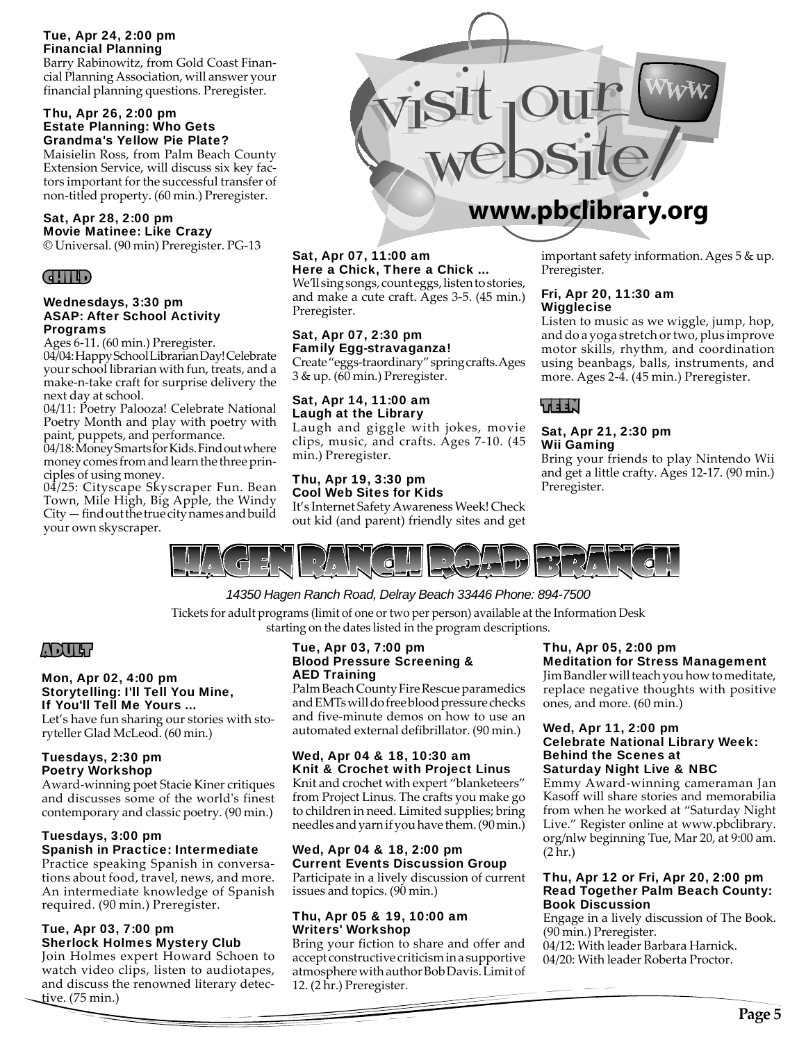**Tue, Apr 24, 2:00 pm**
**Financial Planning**
Barry Rabinowitz, from Gold Coast Financial Planning Association, will answer your financial planning questions. Preregister.

**Thu, Apr 26, 2:00 pm**
**Estate Planning: Who Gets Grandma's Yellow Pie Plate?**
Maisielin Ross, from Palm Beach County Extension Service, will discuss six key factors important for the successful transfer of non-titled property. (60 min.) Preregister.

**Sat, Apr 28, 2:00 pm**
**Movie Matinee: Like Crazy**
© Universal. (90 min) Preregister. PG-13

## CHILD

**Wednesdays, 3:30 pm**
**ASAP: After School Activity Programs**
Ages 6-11. (60 min.) Preregister.
04/04: Happy School Librarian Day! Celebrate your school librarian with fun, treats, and a make-n-take craft for surprise delivery the next day at school.
04/11: Poetry Palooza! Celebrate National Poetry Month and play with poetry with paint, puppets, and performance.
04/18: Money Smarts for Kids. Find out where money comes from and learn the three principles of using money.
04/25: Cityscape Skyscraper Fun. Bean Town, Mile High, Big Apple, the Windy City — find out the true city names and build your own skyscraper.

visit our website! www.pbclibrary.org

**Sat, Apr 07, 11:00 am**
**Here a Chick, There a Chick ...**
We'll sing songs, count eggs, listen to stories, and make a cute craft. Ages 3-5. (45 min.) Preregister.

**Sat, Apr 07, 2:30 pm**
**Family Egg-stravaganza!**
Create "eggs-traordinary" spring crafts. Ages 3 & up. (60 min.) Preregister.

**Sat, Apr 14, 11:00 am**
**Laugh at the Library**
Laugh and giggle with jokes, movie clips, music, and crafts. Ages 7-10. (45 min.) Preregister.

**Thu, Apr 19, 3:30 pm**
**Cool Web Sites for Kids**
It's Internet Safety Awareness Week! Check out kid (and parent) friendly sites and get important safety information. Ages 5 & up. Preregister.

**Fri, Apr 20, 11:30 am**
**Wigglecise**
Listen to music as we wiggle, jump, hop, and do a yoga stretch or two, plus improve motor skills, rhythm, and coordination using beanbags, balls, instruments, and more. Ages 2-4. (45 min.) Preregister.

## TEEN

**Sat, Apr 21, 2:30 pm**
**Wii Gaming**
Bring your friends to play Nintendo Wii and get a little crafty. Ages 12-17. (90 min.) Preregister.

# HAGEN RANCH ROAD BRANCH

*14350 Hagen Ranch Road, Delray Beach 33446 Phone: 894-7500*

Tickets for adult programs (limit of one or two per person) available at the Information Desk starting on the dates listed in the program descriptions.

## ADULT

**Mon, Apr 02, 4:00 pm**
**Storytelling: I'll Tell You Mine, If You'll Tell Me Yours ...**
Let's have fun sharing our stories with storyteller Glad McLeod. (60 min.)

**Tuesdays, 2:30 pm**
**Poetry Workshop**
Award-winning poet Stacie Kiner critiques and discusses some of the world's finest contemporary and classic poetry. (90 min.)

**Tuesdays, 3:00 pm**
**Spanish in Practice: Intermediate**
Practice speaking Spanish in conversations about food, travel, news, and more. An intermediate knowledge of Spanish required. (90 min.) Preregister.

**Tue, Apr 03, 7:00 pm**
**Sherlock Holmes Mystery Club**
Join Holmes expert Howard Schoen to watch video clips, listen to audiotapes, and discuss the renowned literary detective. (75 min.)

**Tue, Apr 03, 7:00 pm**
**Blood Pressure Screening & AED Training**
Palm Beach County Fire Rescue paramedics and EMTs will do free blood pressure checks and five-minute demos on how to use an automated external defibrillator. (90 min.)

**Wed, Apr 04 & 18, 10:30 am**
**Knit & Crochet with Project Linus**
Knit and crochet with expert "blanketeers" from Project Linus. The crafts you make go to children in need. Limited supplies; bring needles and yarn if you have them. (90 min.)

**Wed, Apr 04 & 18, 2:00 pm**
**Current Events Discussion Group**
Participate in a lively discussion of current issues and topics. (90 min.)

**Thu, Apr 05 & 19, 10:00 am**
**Writers' Workshop**
Bring your fiction to share and offer and accept constructive criticism in a supportive atmosphere with author Bob Davis. Limit of 12. (2 hr.) Preregister.

**Thu, Apr 05, 2:00 pm**
**Meditation for Stress Management**
Jim Bandler will teach you how to meditate, replace negative thoughts with positive ones, and more. (60 min.)

**Wed, Apr 11, 2:00 pm**
**Celebrate National Library Week: Behind the Scenes at Saturday Night Live & NBC**
Emmy Award-winning cameraman Jan Kasoff will share stories and memorabilia from when he worked at "Saturday Night Live." Register online at www.pbclibrary.org/nlw beginning Tue, Mar 20, at 9:00 am. (2 hr.)

**Thu, Apr 12 or Fri, Apr 20, 2:00 pm**
**Read Together Palm Beach County: Book Discussion**
Engage in a lively discussion of The Book. (90 min.) Preregister.
04/12: With leader Barbara Harnick.
04/20: With leader Roberta Proctor.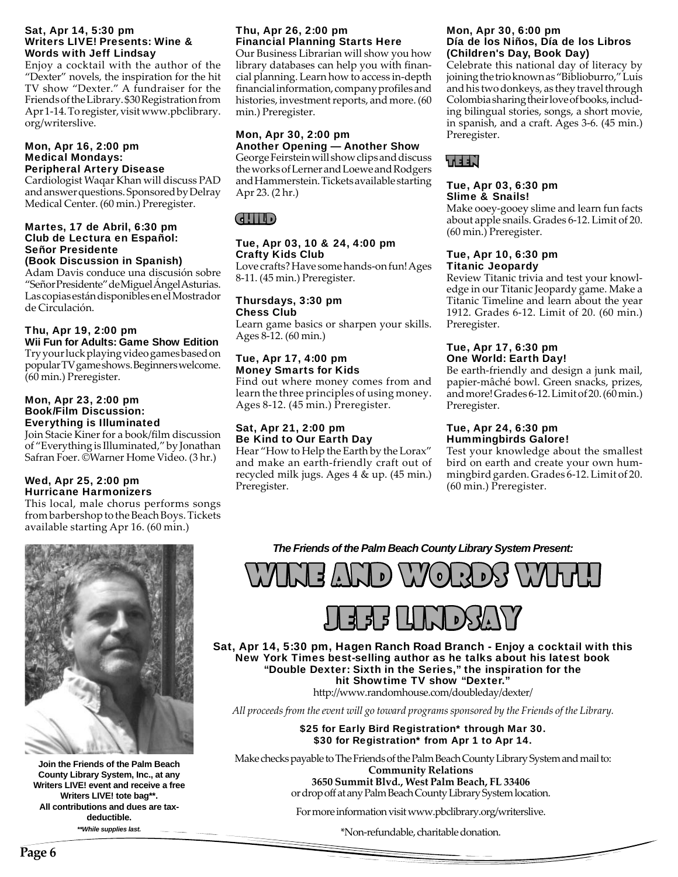**Sat, Apr 14, 5:30 pm**
**Writers LIVE! Presents: Wine & Words with Jeff Lindsay**

Enjoy a cocktail with the author of the "Dexter" novels, the inspiration for the hit TV show "Dexter." A fundraiser for the Friends of the Library. $30 Registration from Apr 1-14. To register, visit www.pbclibrary.org/writerslive.

**Mon, Apr 16, 2:00 pm**
**Medical Mondays: Peripheral Artery Disease**

Cardiologist Waqar Khan will discuss PAD and answer questions. Sponsored by Delray Medical Center. (60 min.) Preregister.

**Martes, 17 de Abril, 6:30 pm**
**Club de Lectura en Español: Señor Presidente (Book Discussion in Spanish)**

Adam Davis conduce una discusión sobre "Señor Presidente" de Miguel Ángel Asturias. Las copias están disponibles en el Mostrador de Circulación.

**Thu, Apr 19, 2:00 pm**
**Wii Fun for Adults: Game Show Edition**

Try your luck playing video games based on popular TV game shows. Beginners welcome. (60 min.) Preregister.

**Mon, Apr 23, 2:00 pm**
**Book/Film Discussion: Everything is Illuminated**

Join Stacie Kiner for a book/film discussion of "Everything is Illuminated," by Jonathan Safran Foer. ©Warner Home Video. (3 hr.)

**Wed, Apr 25, 2:00 pm**
**Hurricane Harmonizers**

This local, male chorus performs songs from barbershop to the Beach Boys. Tickets available starting Apr 16. (60 min.)

**Thu, Apr 26, 2:00 pm**
**Financial Planning Starts Here**

Our Business Librarian will show you how library databases can help you with financial planning. Learn how to access in-depth financial information, company profiles and histories, investment reports, and more. (60 min.) Preregister.

**Mon, Apr 30, 2:00 pm**
**Another Opening — Another Show**

George Feirstein will show clips and discuss the works of Lerner and Loewe and Rodgers and Hammerstein. Tickets available starting Apr 23. (2 hr.)

## CHILD

**Tue, Apr 03, 10 & 24, 4:00 pm**
**Crafty Kids Club**

Love crafts? Have some hands-on fun! Ages 8-11. (45 min.) Preregister.

**Thursdays, 3:30 pm**
**Chess Club**

Learn game basics or sharpen your skills. Ages 8-12. (60 min.)

**Tue, Apr 17, 4:00 pm**
**Money Smarts for Kids**

Find out where money comes from and learn the three principles of using money. Ages 8-12. (45 min.) Preregister.

**Sat, Apr 21, 2:00 pm**
**Be Kind to Our Earth Day**

Hear "How to Help the Earth by the Lorax" and make an earth-friendly craft out of recycled milk jugs. Ages 4 & up. (45 min.) Preregister.

**Mon, Apr 30, 6:00 pm**
**Día de los Niños, Día de los Libros (Children's Day, Book Day)**

Celebrate this national day of literacy by joining the trio known as "Biblioburro," Luis and his two donkeys, as they travel through Colombia sharing their love of books, including bilingual stories, songs, a short movie, in spanish, and a craft. Ages 3-6. (45 min.) Preregister.

## TEEN

**Tue, Apr 03, 6:30 pm**
**Slime & Snails!**

Make ooey-gooey slime and learn fun facts about apple snails. Grades 6-12. Limit of 20. (60 min.) Preregister.

**Tue, Apr 10, 6:30 pm**
**Titanic Jeopardy**

Review Titanic trivia and test your knowledge in our Titanic Jeopardy game. Make a Titanic Timeline and learn about the year 1912. Grades 6-12. Limit of 20. (60 min.) Preregister.

**Tue, Apr 17, 6:30 pm**
**One World: Earth Day!**

Be earth-friendly and design a junk mail, papier-mâché bowl. Green snacks, prizes, and more! Grades 6-12. Limit of 20. (60 min.) Preregister.

**Tue, Apr 24, 6:30 pm**
**Hummingbirds Galore!**

Test your knowledge about the smallest bird on earth and create your own hummingbird garden. Grades 6-12. Limit of 20. (60 min.) Preregister.

---

**Join the Friends of the Palm Beach County Library System, Inc., at any Writers LIVE! event and receive a free Writers LIVE! tote bag\*\*. All contributions and dues are tax-deductible.**

***\*\*While supplies last.***

***The Friends of the Palm Beach County Library System Present:***

# WINE AND WORDS WITH JEFF LINDSAY

**Sat, Apr 14, 5:30 pm, Hagen Ranch Road Branch - Enjoy a cocktail with this New York Times best-selling author as he talks about his latest book "Double Dexter: Sixth in the Series," the inspiration for the hit Showtime TV show "Dexter."**

http://www.randomhouse.com/doubleday/dexter/

*All proceeds from the event will go toward programs sponsored by the Friends of the Library.*

**$25 for Early Bird Registration\* through Mar 30.**
**$30 for Registration\* from Apr 1 to Apr 14.**

Make checks payable to The Friends of the Palm Beach County Library System and mail to:
**Community Relations**
**3650 Summit Blvd., West Palm Beach, FL 33406**
or drop off at any Palm Beach County Library System location.

For more information visit www.pbclibrary.org/writerslive.

\*Non-refundable, charitable donation.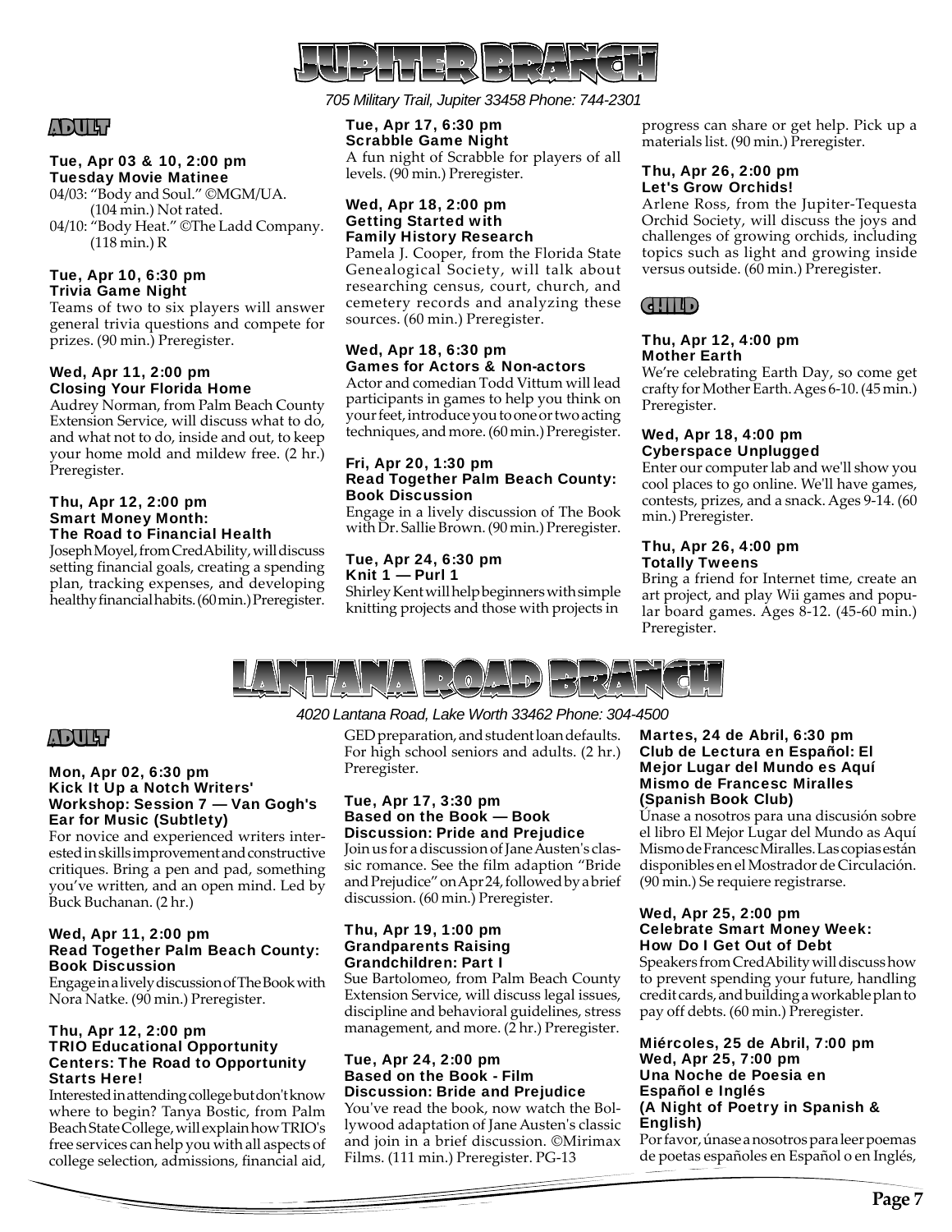# JUPITER BRANCH

*705 Military Trail, Jupiter 33458 Phone: 744-2301*

## ADULT

### Tue, Apr 03 & 10, 2:00 pm
### Tuesday Movie Matinee

04/03: "Body and Soul." ©MGM/UA. (104 min.) Not rated.
04/10: "Body Heat." ©The Ladd Company. (118 min.) R

### Tue, Apr 10, 6:30 pm
### Trivia Game Night

Teams of two to six players will answer general trivia questions and compete for prizes. (90 min.) Preregister.

### Wed, Apr 11, 2:00 pm
### Closing Your Florida Home

Audrey Norman, from Palm Beach County Extension Service, will discuss what to do, and what not to do, inside and out, to keep your home mold and mildew free. (2 hr.) Preregister.

### Thu, Apr 12, 2:00 pm
### Smart Money Month: The Road to Financial Health

Joseph Moyel, from CredAbility, will discuss setting financial goals, creating a spending plan, tracking expenses, and developing healthy financial habits. (60 min.) Preregister.

### Tue, Apr 17, 6:30 pm
### Scrabble Game Night

A fun night of Scrabble for players of all levels. (90 min.) Preregister.

### Wed, Apr 18, 2:00 pm
### Getting Started with Family History Research

Pamela J. Cooper, from the Florida State Genealogical Society, will talk about researching census, court, church, and cemetery records and analyzing these sources. (60 min.) Preregister.

### Wed, Apr 18, 6:30 pm
### Games for Actors & Non-actors

Actor and comedian Todd Vittum will lead participants in games to help you think on your feet, introduce you to one or two acting techniques, and more. (60 min.) Preregister.

### Fri, Apr 20, 1:30 pm
### Read Together Palm Beach County: Book Discussion

Engage in a lively discussion of The Book with Dr. Sallie Brown. (90 min.) Preregister.

### Tue, Apr 24, 6:30 pm
### Knit 1 — Purl 1

Shirley Kent will help beginners with simple knitting projects and those with projects in progress can share or get help. Pick up a materials list. (90 min.) Preregister.

### Thu, Apr 26, 2:00 pm
### Let's Grow Orchids!

Arlene Ross, from the Jupiter-Tequesta Orchid Society, will discuss the joys and challenges of growing orchids, including topics such as light and growing inside versus outside. (60 min.) Preregister.

## CHILD

### Thu, Apr 12, 4:00 pm
### Mother Earth

We're celebrating Earth Day, so come get crafty for Mother Earth. Ages 6-10. (45 min.) Preregister.

### Wed, Apr 18, 4:00 pm
### Cyberspace Unplugged

Enter our computer lab and we'll show you cool places to go online. We'll have games, contests, prizes, and a snack. Ages 9-14. (60 min.) Preregister.

### Thu, Apr 26, 4:00 pm
### Totally Tweens

Bring a friend for Internet time, create an art project, and play Wii games and popular board games. Ages 8-12. (45-60 min.) Preregister.

# LANTANA ROAD BRANCH

*4020 Lantana Road, Lake Worth 33462 Phone: 304-4500*

## ADULT

### Mon, Apr 02, 6:30 pm
### Kick It Up a Notch Writers' Workshop: Session 7 — Van Gogh's Ear for Music (Subtlety)

For novice and experienced writers interested in skills improvement and constructive critiques. Bring a pen and pad, something you've written, and an open mind. Led by Buck Buchanan. (2 hr.)

### Wed, Apr 11, 2:00 pm
### Read Together Palm Beach County: Book Discussion

Engage in a lively discussion of The Book with Nora Natke. (90 min.) Preregister.

### Thu, Apr 12, 2:00 pm
### TRIO Educational Opportunity Centers: The Road to Opportunity Starts Here!

Interested in attending college but don't know where to begin? Tanya Bostic, from Palm Beach State College, will explain how TRIO's free services can help you with all aspects of college selection, admissions, financial aid, GED preparation, and student loan defaults. For high school seniors and adults. (2 hr.) Preregister.

### Tue, Apr 17, 3:30 pm
### Based on the Book — Book Discussion: Pride and Prejudice

Join us for a discussion of Jane Austen's classic romance. See the film adaption "Bride and Prejudice" on Apr 24, followed by a brief discussion. (60 min.) Preregister.

### Thu, Apr 19, 1:00 pm
### Grandparents Raising Grandchildren: Part I

Sue Bartolomeo, from Palm Beach County Extension Service, will discuss legal issues, discipline and behavioral guidelines, stress management, and more. (2 hr.) Preregister.

### Tue, Apr 24, 2:00 pm
### Based on the Book - Film Discussion: Bride and Prejudice

You've read the book, now watch the Bollywood adaptation of Jane Austen's classic and join in a brief discussion. ©Mirimax Films. (111 min.) Preregister. PG-13

### Martes, 24 de Abril, 6:30 pm
### Club de Lectura en Español: El Mejor Lugar del Mundo es Aquí Mismo de Francesc Miralles (Spanish Book Club)

Únase a nosotros para una discusión sobre el libro El Mejor Lugar del Mundo as Aquí Mismo de Francesc Miralles. Las copias están disponibles en el Mostrador de Circulación. (90 min.) Se requiere registrarse.

### Wed, Apr 25, 2:00 pm
### Celebrate Smart Money Week: How Do I Get Out of Debt

Speakers from CredAbility will discuss how to prevent spending your future, handling credit cards, and building a workable plan to pay off debts. (60 min.) Preregister.

### Miércoles, 25 de Abril, 7:00 pm
### Wed, Apr 25, 7:00 pm
### Una Noche de Poesia en Español e Inglés (A Night of Poetry in Spanish & English)

Por favor, únase a nosotros para leer poemas de poetas españoles en Español o en Inglés,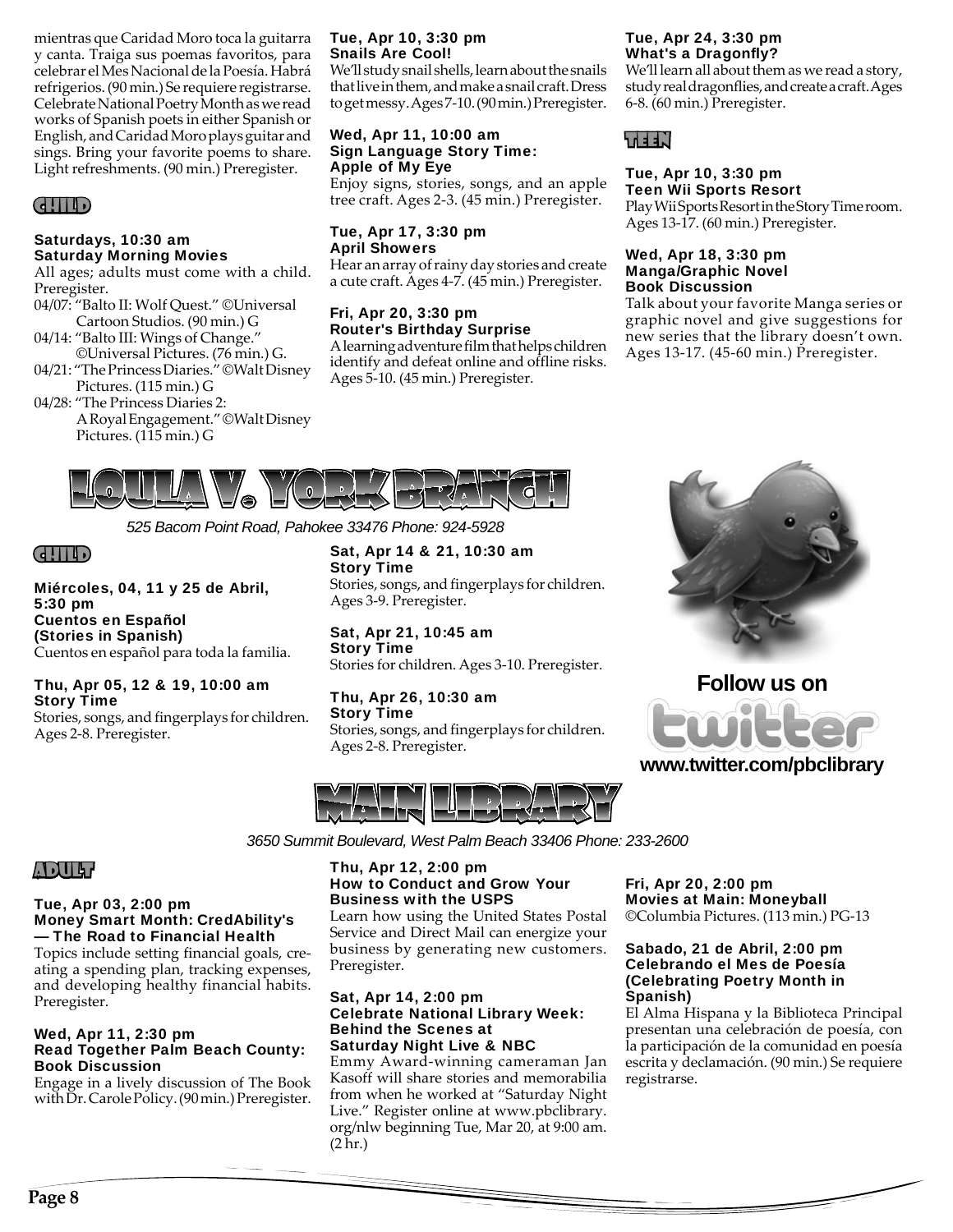mientras que Caridad Moro toca la guitarra y canta. Traiga sus poemas favoritos, para celebrar el Mes Nacional de la Poesía. Habrá refrigerios. (90 min.) Se requiere registrarse. Celebrate National Poetry Month as we read works of Spanish poets in either Spanish or English, and Caridad Moro plays guitar and sings. Bring your favorite poems to share. Light refreshments. (90 min.) Preregister.

### CHILD

**Saturdays, 10:30 am**
**Saturday Morning Movies**
All ages; adults must come with a child. Preregister.

- 04/07: "Balto II: Wolf Quest." ©Universal Cartoon Studios. (90 min.) G
- 04/14: "Balto III: Wings of Change." ©Universal Pictures. (76 min.) G.
- 04/21: "The Princess Diaries." ©Walt Disney Pictures. (115 min.) G
- 04/28: "The Princess Diaries 2: A Royal Engagement." ©Walt Disney Pictures. (115 min.) G

**Tue, Apr 10, 3:30 pm**
**Snails Are Cool!**
We'll study snail shells, learn about the snails that live in them, and make a snail craft. Dress to get messy. Ages 7-10. (90 min.) Preregister.

**Wed, Apr 11, 10:00 am**
**Sign Language Story Time: Apple of My Eye**
Enjoy signs, stories, songs, and an apple tree craft. Ages 2-3. (45 min.) Preregister.

**Tue, Apr 17, 3:30 pm**
**April Showers**
Hear an array of rainy day stories and create a cute craft. Ages 4-7. (45 min.) Preregister.

**Fri, Apr 20, 3:30 pm**
**Router's Birthday Surprise**
A learning adventure film that helps children identify and defeat online and offline risks. Ages 5-10. (45 min.) Preregister.

**Tue, Apr 24, 3:30 pm**
**What's a Dragonfly?**
We'll learn all about them as we read a story, study real dragonflies, and create a craft. Ages 6-8. (60 min.) Preregister.

### TEEN

**Tue, Apr 10, 3:30 pm**
**Teen Wii Sports Resort**
Play Wii Sports Resort in the Story Time room. Ages 13-17. (60 min.) Preregister.

**Wed, Apr 18, 3:30 pm**
**Manga/Graphic Novel Book Discussion**
Talk about your favorite Manga series or graphic novel and give suggestions for new series that the library doesn't own. Ages 13-17. (45-60 min.) Preregister.

## LOULA V. YORK BRANCH

*525 Bacom Point Road, Pahokee 33476 Phone: 924-5928*

### CHILD

**Miércoles, 04, 11 y 25 de Abril, 5:30 pm**
**Cuentos en Español (Stories in Spanish)**
Cuentos en español para toda la familia.

**Thu, Apr 05, 12 & 19, 10:00 am**
**Story Time**
Stories, songs, and fingerplays for children. Ages 2-8. Preregister.

**Sat, Apr 14 & 21, 10:30 am**
**Story Time**
Stories, songs, and fingerplays for children. Ages 3-9. Preregister.

**Sat, Apr 21, 10:45 am**
**Story Time**
Stories for children. Ages 3-10. Preregister.

**Thu, Apr 26, 10:30 am**
**Story Time**
Stories, songs, and fingerplays for children. Ages 2-8. Preregister.

**Follow us on twitter**
**www.twitter.com/pbclibrary**

## MAIN LIBRARY

*3650 Summit Boulevard, West Palm Beach 33406 Phone: 233-2600*

### ADULT

**Tue, Apr 03, 2:00 pm**
**Money Smart Month: CredAbility's — The Road to Financial Health**
Topics include setting financial goals, creating a spending plan, tracking expenses, and developing healthy financial habits. Preregister.

**Wed, Apr 11, 2:30 pm**
**Read Together Palm Beach County: Book Discussion**
Engage in a lively discussion of The Book with Dr. Carole Policy. (90 min.) Preregister.

**Thu, Apr 12, 2:00 pm**
**How to Conduct and Grow Your Business with the USPS**
Learn how using the United States Postal Service and Direct Mail can energize your business by generating new customers. Preregister.

**Sat, Apr 14, 2:00 pm**
**Celebrate National Library Week: Behind the Scenes at Saturday Night Live & NBC**
Emmy Award-winning cameraman Jan Kasoff will share stories and memorabilia from when he worked at "Saturday Night Live." Register online at www.pbclibrary.org/nlw beginning Tue, Mar 20, at 9:00 am. (2 hr.)

**Fri, Apr 20, 2:00 pm**
**Movies at Main: Moneyball**
©Columbia Pictures. (113 min.) PG-13

**Sabado, 21 de Abril, 2:00 pm**
**Celebrando el Mes de Poesía (Celebrating Poetry Month in Spanish)**
El Alma Hispana y la Biblioteca Principal presentan una celebración de poesía, con la participación de la comunidad en poesía escrita y declamación. (90 min.) Se requiere registrarse.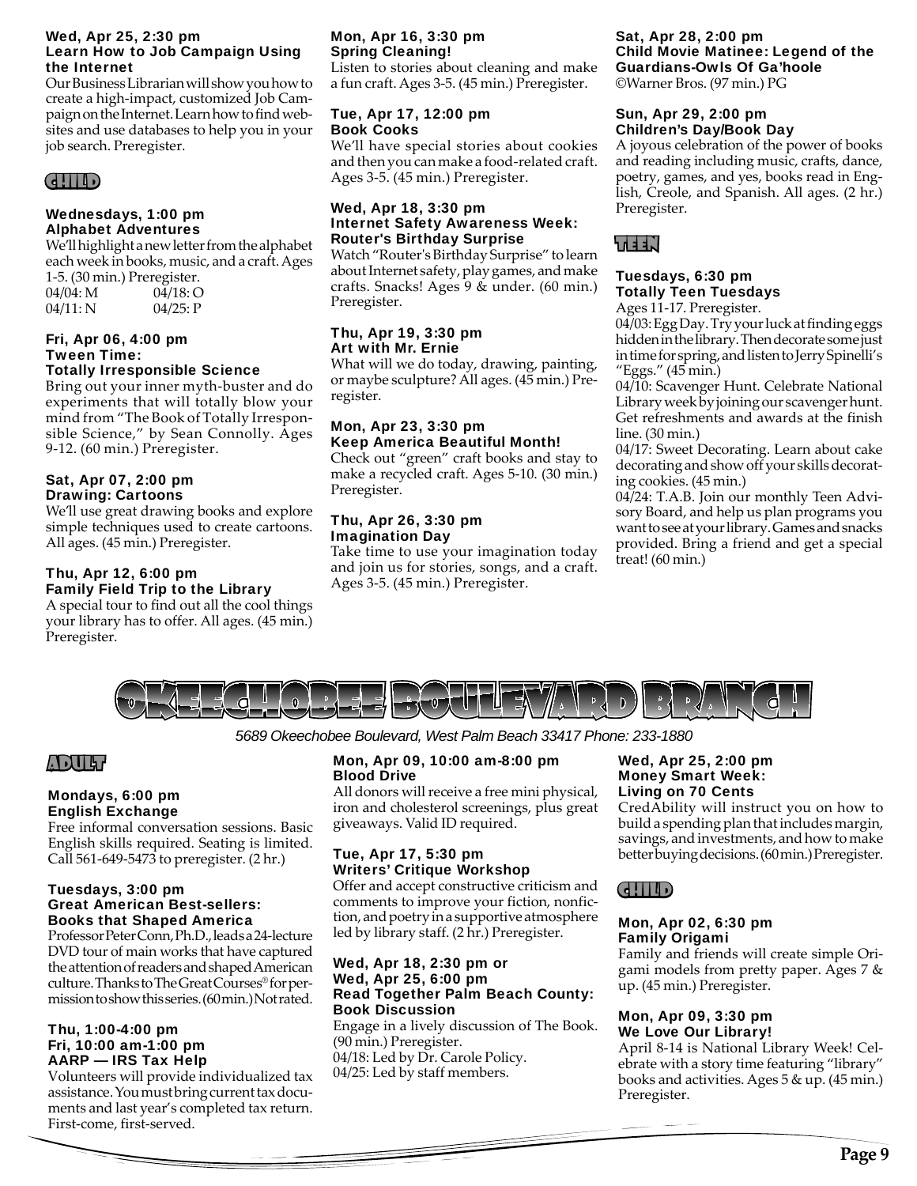**Wed, Apr 25, 2:30 pm**
**Learn How to Job Campaign Using the Internet**

Our Business Librarian will show you how to create a high-impact, customized Job Campaign on the Internet. Learn how to find websites and use databases to help you in your job search. Preregister.

### CHILD

**Wednesdays, 1:00 pm**
**Alphabet Adventures**

We'll highlight a new letter from the alphabet each week in books, music, and a craft. Ages 1-5. (30 min.) Preregister.

| | |
|---|---|
| 04/04: M | 04/18: O |
| 04/11: N | 04/25: P |

**Fri, Apr 06, 4:00 pm**
**Tween Time: Totally Irresponsible Science**

Bring out your inner myth-buster and do experiments that will totally blow your mind from "The Book of Totally Irresponsible Science," by Sean Connolly. Ages 9-12. (60 min.) Preregister.

**Sat, Apr 07, 2:00 pm**
**Drawing: Cartoons**

We'll use great drawing books and explore simple techniques used to create cartoons. All ages. (45 min.) Preregister.

**Thu, Apr 12, 6:00 pm**
**Family Field Trip to the Library**

A special tour to find out all the cool things your library has to offer. All ages. (45 min.) Preregister.

**Mon, Apr 16, 3:30 pm**
**Spring Cleaning!**

Listen to stories about cleaning and make a fun craft. Ages 3-5. (45 min.) Preregister.

**Tue, Apr 17, 12:00 pm**
**Book Cooks**

We'll have special stories about cookies and then you can make a food-related craft. Ages 3-5. (45 min.) Preregister.

**Wed, Apr 18, 3:30 pm**
**Internet Safety Awareness Week: Router's Birthday Surprise**

Watch "Router's Birthday Surprise" to learn about Internet safety, play games, and make crafts. Snacks! Ages 9 & under. (60 min.) Preregister.

**Thu, Apr 19, 3:30 pm**
**Art with Mr. Ernie**

What will we do today, drawing, painting, or maybe sculpture? All ages. (45 min.) Preregister.

**Mon, Apr 23, 3:30 pm**
**Keep America Beautiful Month!**

Check out "green" craft books and stay to make a recycled craft. Ages 5-10. (30 min.) Preregister.

**Thu, Apr 26, 3:30 pm**
**Imagination Day**

Take time to use your imagination today and join us for stories, songs, and a craft. Ages 3-5. (45 min.) Preregister.

**Sat, Apr 28, 2:00 pm**
**Child Movie Matinee: Legend of the Guardians-Owls Of Ga'hoole**

©Warner Bros. (97 min.) PG

**Sun, Apr 29, 2:00 pm**
**Children's Day/Book Day**

A joyous celebration of the power of books and reading including music, crafts, dance, poetry, games, and yes, books read in English, Creole, and Spanish. All ages. (2 hr.) Preregister.

### TEEN

**Tuesdays, 6:30 pm**
**Totally Teen Tuesdays**

Ages 11-17. Preregister.

04/03: Egg Day. Try your luck at finding eggs hidden in the library. Then decorate some just in time for spring, and listen to Jerry Spinelli's "Eggs." (45 min.)

04/10: Scavenger Hunt. Celebrate National Library week by joining our scavenger hunt. Get refreshments and awards at the finish line. (30 min.)

04/17: Sweet Decorating. Learn about cake decorating and show off your skills decorating cookies. (45 min.)

04/24: T.A.B. Join our monthly Teen Advisory Board, and help us plan programs you want to see at your library. Games and snacks provided. Bring a friend and get a special treat! (60 min.)

# OKEECHOBEE BOULEVARD BRANCH

*5689 Okeechobee Boulevard, West Palm Beach 33417 Phone: 233-1880*

### ADULT

**Mondays, 6:00 pm**
**English Exchange**

Free informal conversation sessions. Basic English skills required. Seating is limited. Call 561-649-5473 to preregister. (2 hr.)

**Tuesdays, 3:00 pm**
**Great American Best-sellers: Books that Shaped America**

Professor Peter Conn, Ph.D., leads a 24-lecture DVD tour of main works that have captured the attention of readers and shaped American culture. Thanks to The Great Courses® for permission to show this series. (60 min.) Not rated.

**Thu, 1:00-4:00 pm**
**Fri, 10:00 am-1:00 pm**
**AARP — IRS Tax Help**

Volunteers will provide individualized tax assistance. You must bring current tax documents and last year's completed tax return. First-come, first-served.

**Mon, Apr 09, 10:00 am-8:00 pm**
**Blood Drive**

All donors will receive a free mini physical, iron and cholesterol screenings, plus great giveaways. Valid ID required.

**Tue, Apr 17, 5:30 pm**
**Writers' Critique Workshop**

Offer and accept constructive criticism and comments to improve your fiction, nonfiction, and poetry in a supportive atmosphere led by library staff. (2 hr.) Preregister.

**Wed, Apr 18, 2:30 pm or**
**Wed, Apr 25, 6:00 pm**
**Read Together Palm Beach County: Book Discussion**

Engage in a lively discussion of The Book. (90 min.) Preregister.
04/18: Led by Dr. Carole Policy.
04/25: Led by staff members.

**Wed, Apr 25, 2:00 pm**
**Money Smart Week: Living on 70 Cents**

CredAbility will instruct you on how to build a spending plan that includes margin, savings, and investments, and how to make better buying decisions. (60 min.) Preregister.

### CHILD

**Mon, Apr 02, 6:30 pm**
**Family Origami**

Family and friends will create simple Origami models from pretty paper. Ages 7 & up. (45 min.) Preregister.

**Mon, Apr 09, 3:30 pm**
**We Love Our Library!**

April 8-14 is National Library Week! Celebrate with a story time featuring "library" books and activities. Ages 5 & up. (45 min.) Preregister.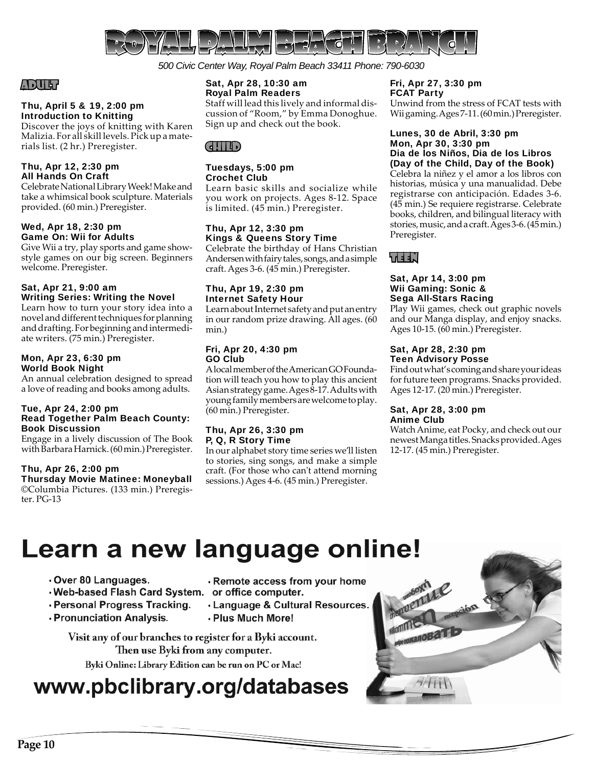# ROYAL PALM BEACH BRANCH

*500 Civic Center Way, Royal Palm Beach 33411 Phone: 790-6030*

## ADULT

**Thu, April 5 & 19, 2:00 pm**
**Introduction to Knitting**
Discover the joys of knitting with Karen Malizia. For all skill levels. Pick up a materials list. (2 hr.) Preregister.

**Thu, Apr 12, 2:30 pm**
**All Hands On Craft**
Celebrate National Library Week! Make and take a whimsical book sculpture. Materials provided. (60 min.) Preregister.

**Wed, Apr 18, 2:30 pm**
**Game On: Wii for Adults**
Give Wii a try, play sports and game show-style games on our big screen. Beginners welcome. Preregister.

**Sat, Apr 21, 9:00 am**
**Writing Series: Writing the Novel**
Learn how to turn your story idea into a novel and different techniques for planning and drafting. For beginning and intermediate writers. (75 min.) Preregister.

**Mon, Apr 23, 6:30 pm**
**World Book Night**
An annual celebration designed to spread a love of reading and books among adults.

**Tue, Apr 24, 2:00 pm**
**Read Together Palm Beach County: Book Discussion**
Engage in a lively discussion of The Book with Barbara Harnick. (60 min.) Preregister.

**Thu, Apr 26, 2:00 pm**
**Thursday Movie Matinee: Moneyball**
©Columbia Pictures. (133 min.) Preregister. PG-13

**Sat, Apr 28, 10:30 am**
**Royal Palm Readers**
Staff will lead this lively and informal discussion of "Room," by Emma Donoghue. Sign up and check out the book.

## CHILD

**Tuesdays, 5:00 pm**
**Crochet Club**
Learn basic skills and socialize while you work on projects. Ages 8-12. Space is limited. (45 min.) Preregister.

**Thu, Apr 12, 3:30 pm**
**Kings & Queens Story Time**
Celebrate the birthday of Hans Christian Andersen with fairy tales, songs, and a simple craft. Ages 3-6. (45 min.) Preregister.

**Thu, Apr 19, 2:30 pm**
**Internet Safety Hour**
Learn about Internet safety and put an entry in our random prize drawing. All ages. (60 min.)

**Fri, Apr 20, 4:30 pm**
**GO Club**
A local member of the American GO Foundation will teach you how to play this ancient Asian strategy game. Ages 8-17. Adults with young family members are welcome to play. (60 min.) Preregister.

**Thu, Apr 26, 3:30 pm**
**P, Q, R Story Time**
In our alphabet story time series we'll listen to stories, sing songs, and make a simple craft. (For those who can't attend morning sessions.) Ages 4-6. (45 min.) Preregister.

**Fri, Apr 27, 3:30 pm**
**FCAT Party**
Unwind from the stress of FCAT tests with Wii gaming. Ages 7-11. (60 min.) Preregister.

**Lunes, 30 de Abril, 3:30 pm**
**Mon, Apr 30, 3:30 pm**
**Dia de los Niños, Dia de los Libros (Day of the Child, Day of the Book)**
Celebra la niñez y el amor a los libros con historias, música y una manualidad. Debe registrarse con anticipación. Edades 3-6. (45 min.) Se requiere registrarse. Celebrate books, children, and bilingual literacy with stories, music, and a craft. Ages 3-6. (45 min.) Preregister.

## TEEN

**Sat, Apr 14, 3:00 pm**
**Wii Gaming: Sonic & Sega All-Stars Racing**
Play Wii games, check out graphic novels and our Manga display, and enjoy snacks. Ages 10-15. (60 min.) Preregister.

**Sat, Apr 28, 2:30 pm**
**Teen Advisory Posse**
Find out what's coming and share your ideas for future teen programs. Snacks provided. Ages 12-17. (20 min.) Preregister.

**Sat, Apr 28, 3:00 pm**
**Anime Club**
Watch Anime, eat Pocky, and check out our newest Manga titles. Snacks provided. Ages 12-17. (45 min.) Preregister.

# Learn a new language online!

- Over 80 Languages.
- Web-based Flash Card System.
- Personal Progress Tracking.
- Pronunciation Analysis.
- Remote access from your home or office computer.
- Language & Cultural Resources.
- Plus Much More!

Visit any of our branches to register for a Byki account.
Then use Byki from any computer.
Byki Online: Library Edition can be run on PC or Mac!

## www.pbclibrary.org/databases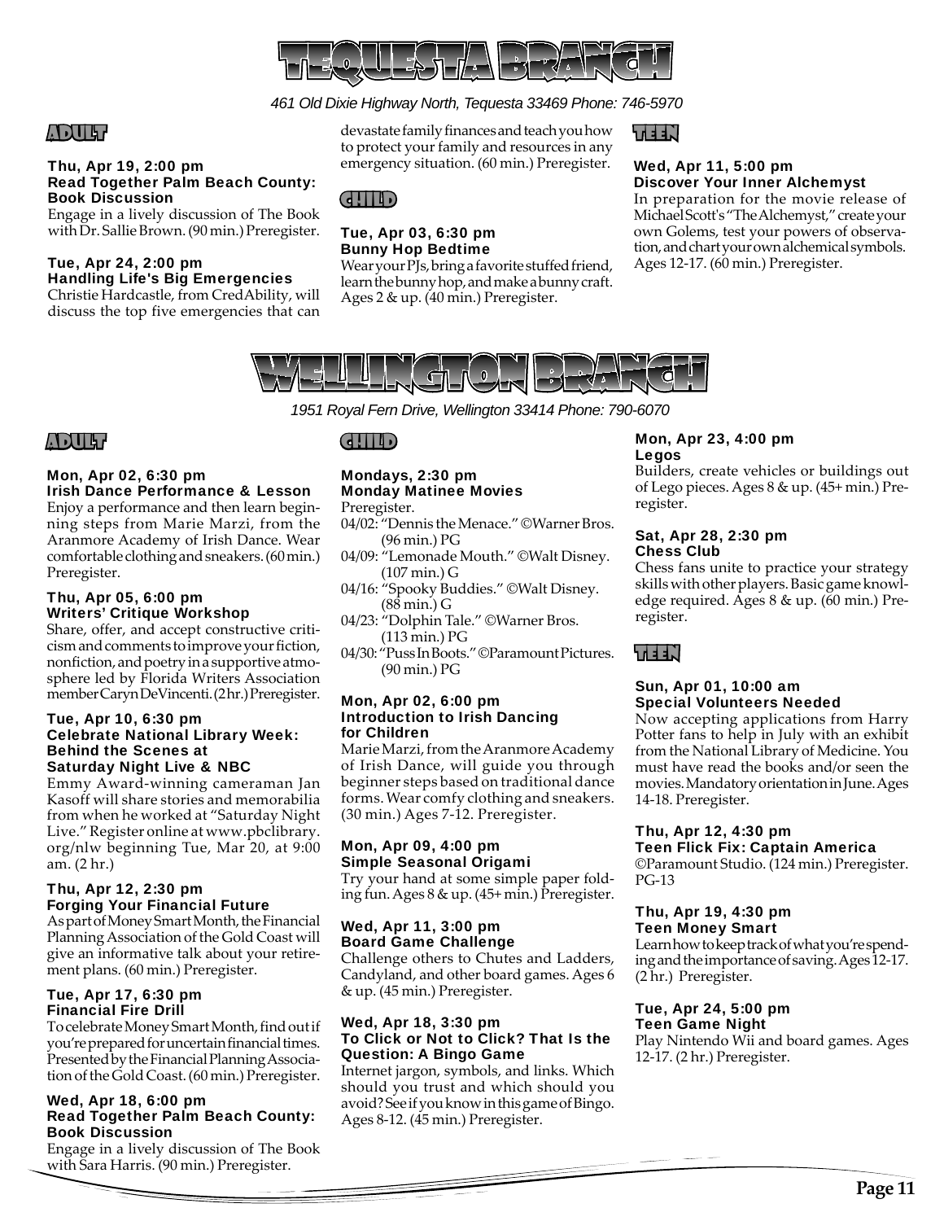# TEQUESTA BRANCH

*461 Old Dixie Highway North, Tequesta 33469 Phone: 746-5970*

## ADULT

**Thu, Apr 19, 2:00 pm**
**Read Together Palm Beach County: Book Discussion**
Engage in a lively discussion of The Book with Dr. Sallie Brown. (90 min.) Preregister.

**Tue, Apr 24, 2:00 pm**
**Handling Life's Big Emergencies**
Christie Hardcastle, from CredAbility, will discuss the top five emergencies that can devastate family finances and teach you how to protect your family and resources in any emergency situation. (60 min.) Preregister.

## CHILD

**Tue, Apr 03, 6:30 pm**
**Bunny Hop Bedtime**
Wear your PJs, bring a favorite stuffed friend, learn the bunny hop, and make a bunny craft. Ages 2 & up. (40 min.) Preregister.

## TEEN

**Wed, Apr 11, 5:00 pm**
**Discover Your Inner Alchemyst**
In preparation for the movie release of Michael Scott's "The Alchemyst," create your own Golems, test your powers of observation, and chart your own alchemical symbols. Ages 12-17. (60 min.) Preregister.

# WELLINGTON BRANCH

*1951 Royal Fern Drive, Wellington 33414 Phone: 790-6070*

## ADULT

**Mon, Apr 02, 6:30 pm**
**Irish Dance Performance & Lesson**
Enjoy a performance and then learn beginning steps from Marie Marzi, from the Aranmore Academy of Irish Dance. Wear comfortable clothing and sneakers. (60 min.) Preregister.

**Thu, Apr 05, 6:00 pm**
**Writers' Critique Workshop**
Share, offer, and accept constructive criticism and comments to improve your fiction, nonfiction, and poetry in a supportive atmosphere led by Florida Writers Association member Caryn DeVincenti. (2 hr.) Preregister.

**Tue, Apr 10, 6:30 pm**
**Celebrate National Library Week: Behind the Scenes at Saturday Night Live & NBC**
Emmy Award-winning cameraman Jan Kasoff will share stories and memorabilia from when he worked at "Saturday Night Live." Register online at www.pbclibrary.org/nlw beginning Tue, Mar 20, at 9:00 am. (2 hr.)

**Thu, Apr 12, 2:30 pm**
**Forging Your Financial Future**
As part of Money Smart Month, the Financial Planning Association of the Gold Coast will give an informative talk about your retirement plans. (60 min.) Preregister.

**Tue, Apr 17, 6:30 pm**
**Financial Fire Drill**
To celebrate Money Smart Month, find out if you're prepared for uncertain financial times. Presented by the Financial Planning Association of the Gold Coast. (60 min.) Preregister.

**Wed, Apr 18, 6:00 pm**
**Read Together Palm Beach County: Book Discussion**
Engage in a lively discussion of The Book with Sara Harris. (90 min.) Preregister.

## CHILD

**Mondays, 2:30 pm**
**Monday Matinee Movies**
Preregister.
04/02: "Dennis the Menace." ©Warner Bros. (96 min.) PG
04/09: "Lemonade Mouth." ©Walt Disney. (107 min.) G
04/16: "Spooky Buddies." ©Walt Disney. (88 min.) G
04/23: "Dolphin Tale." ©Warner Bros. (113 min.) PG
04/30: "Puss In Boots." ©Paramount Pictures. (90 min.) PG

**Mon, Apr 02, 6:00 pm**
**Introduction to Irish Dancing for Children**
Marie Marzi, from the Aranmore Academy of Irish Dance, will guide you through beginner steps based on traditional dance forms. Wear comfy clothing and sneakers. (30 min.) Ages 7-12. Preregister.

**Mon, Apr 09, 4:00 pm**
**Simple Seasonal Origami**
Try your hand at some simple paper folding fun. Ages 8 & up. (45+ min.) Preregister.

**Wed, Apr 11, 3:00 pm**
**Board Game Challenge**
Challenge others to Chutes and Ladders, Candyland, and other board games. Ages 6 & up. (45 min.) Preregister.

**Wed, Apr 18, 3:30 pm**
**To Click or Not to Click? That Is the Question: A Bingo Game**
Internet jargon, symbols, and links. Which should you trust and which should you avoid? See if you know in this game of Bingo. Ages 8-12. (45 min.) Preregister.

**Mon, Apr 23, 4:00 pm**
**Legos**
Builders, create vehicles or buildings out of Lego pieces. Ages 8 & up. (45+ min.) Preregister.

**Sat, Apr 28, 2:30 pm**
**Chess Club**
Chess fans unite to practice your strategy skills with other players. Basic game knowledge required. Ages 8 & up. (60 min.) Preregister.

## TEEN

**Sun, Apr 01, 10:00 am**
**Special Volunteers Needed**
Now accepting applications from Harry Potter fans to help in July with an exhibit from the National Library of Medicine. You must have read the books and/or seen the movies. Mandatory orientation in June. Ages 14-18. Preregister.

**Thu, Apr 12, 4:30 pm**
**Teen Flick Fix: Captain America**
©Paramount Studio. (124 min.) Preregister. PG-13

**Thu, Apr 19, 4:30 pm**
**Teen Money Smart**
Learn how to keep track of what you're spending and the importance of saving. Ages 12-17. (2 hr.) Preregister.

**Tue, Apr 24, 5:00 pm**
**Teen Game Night**
Play Nintendo Wii and board games. Ages 12-17. (2 hr.) Preregister.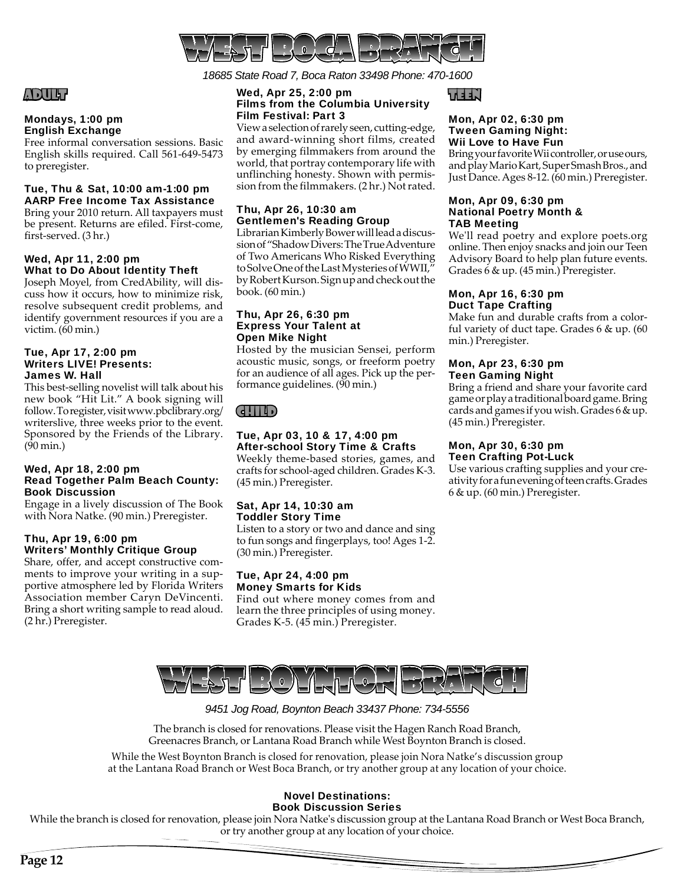# WEST BOCA BRANCH

*18685 State Road 7, Boca Raton 33498 Phone: 470-1600*

## ADULT

**Mondays, 1:00 pm**
**English Exchange**
Free informal conversation sessions. Basic English skills required. Call 561-649-5473 to preregister.

**Tue, Thu & Sat, 10:00 am-1:00 pm**
**AARP Free Income Tax Assistance**
Bring your 2010 return. All taxpayers must be present. Returns are efiled. First-come, first-served. (3 hr.)

**Wed, Apr 11, 2:00 pm**
**What to Do About Identity Theft**
Joseph Moyel, from CredAbility, will discuss how it occurs, how to minimize risk, resolve subsequent credit problems, and identify government resources if you are a victim. (60 min.)

**Tue, Apr 17, 2:00 pm**
**Writers LIVE! Presents:**
**James W. Hall**
This best-selling novelist will talk about his new book "Hit Lit." A book signing will follow. To register, visit www.pbclibrary.org/writerslive, three weeks prior to the event. Sponsored by the Friends of the Library. (90 min.)

**Wed, Apr 18, 2:00 pm**
**Read Together Palm Beach County: Book Discussion**
Engage in a lively discussion of The Book with Nora Natke. (90 min.) Preregister.

**Thu, Apr 19, 6:00 pm**
**Writers' Monthly Critique Group**
Share, offer, and accept constructive comments to improve your writing in a supportive atmosphere led by Florida Writers Association member Caryn DeVincenti. Bring a short writing sample to read aloud. (2 hr.) Preregister.

**Wed, Apr 25, 2:00 pm**
**Films from the Columbia University Film Festival: Part 3**
View a selection of rarely seen, cutting-edge, and award-winning short films, created by emerging filmmakers from around the world, that portray contemporary life with unflinching honesty. Shown with permission from the filmmakers. (2 hr.) Not rated.

**Thu, Apr 26, 10:30 am**
**Gentlemen's Reading Group**
Librarian Kimberly Bower will lead a discussion of "Shadow Divers: The True Adventure of Two Americans Who Risked Everything to Solve One of the Last Mysteries of WWII," by Robert Kurson. Sign up and check out the book. (60 min.)

**Thu, Apr 26, 6:30 pm**
**Express Your Talent at Open Mike Night**
Hosted by the musician Sensei, perform acoustic music, songs, or freeform poetry for an audience of all ages. Pick up the performance guidelines. (90 min.)

## CHILD

**Tue, Apr 03, 10 & 17, 4:00 pm**
**After-school Story Time & Crafts**
Weekly theme-based stories, games, and crafts for school-aged children. Grades K-3. (45 min.) Preregister.

**Sat, Apr 14, 10:30 am**
**Toddler Story Time**
Listen to a story or two and dance and sing to fun songs and fingerplays, too! Ages 1-2. (30 min.) Preregister.

**Tue, Apr 24, 4:00 pm**
**Money Smarts for Kids**
Find out where money comes from and learn the three principles of using money. Grades K-5. (45 min.) Preregister.

## TEEN

**Mon, Apr 02, 6:30 pm**
**Tween Gaming Night: Wii Love to Have Fun**
Bring your favorite Wii controller, or use ours, and play Mario Kart, Super Smash Bros., and Just Dance. Ages 8-12. (60 min.) Preregister.

**Mon, Apr 09, 6:30 pm**
**National Poetry Month & TAB Meeting**
We'll read poetry and explore poets.org online. Then enjoy snacks and join our Teen Advisory Board to help plan future events. Grades 6 & up. (45 min.) Preregister.

**Mon, Apr 16, 6:30 pm**
**Duct Tape Crafting**
Make fun and durable crafts from a colorful variety of duct tape. Grades 6 & up. (60 min.) Preregister.

**Mon, Apr 23, 6:30 pm**
**Teen Gaming Night**
Bring a friend and share your favorite card game or play a traditional board game. Bring cards and games if you wish. Grades 6 & up. (45 min.) Preregister.

**Mon, Apr 30, 6:30 pm**
**Teen Crafting Pot-Luck**
Use various crafting supplies and your creativity for a fun evening of teen crafts. Grades 6 & up. (60 min.) Preregister.

# WEST BOYNTON BRANCH

*9451 Jog Road, Boynton Beach 33437 Phone: 734-5556*

The branch is closed for renovations. Please visit the Hagen Ranch Road Branch, Greenacres Branch, or Lantana Road Branch while West Boynton Branch is closed.

While the West Boynton Branch is closed for renovation, please join Nora Natke's discussion group at the Lantana Road Branch or West Boca Branch, or try another group at any location of your choice.

**Novel Destinations:**
**Book Discussion Series**
While the branch is closed for renovation, please join Nora Natke's discussion group at the Lantana Road Branch or West Boca Branch, or try another group at any location of your choice.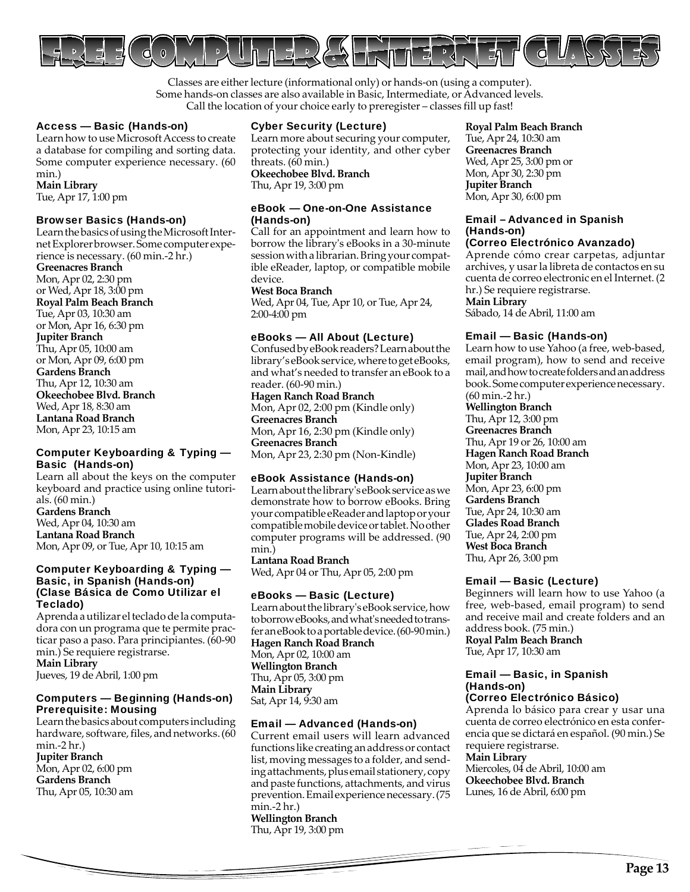# FREE COMPUTER & INTERNET CLASSES

Classes are either lecture (informational only) or hands-on (using a computer). Some hands-on classes are also available in Basic, Intermediate, or Advanced levels. Call the location of your choice early to preregister – classes fill up fast!

### Access — Basic (Hands-on)

Learn how to use Microsoft Access to create a database for compiling and sorting data. Some computer experience necessary. (60 min.)

**Main Library**
Tue, Apr 17, 1:00 pm

### Browser Basics (Hands-on)

Learn the basics of using the Microsoft Internet Explorer browser. Some computer experience is necessary. (60 min.-2 hr.)

**Greenacres Branch**
Mon, Apr 02, 2:30 pm
or Wed, Apr 18, 3:00 pm
**Royal Palm Beach Branch**
Tue, Apr 03, 10:30 am
or Mon, Apr 16, 6:30 pm
**Jupiter Branch**
Thu, Apr 05, 10:00 am
or Mon, Apr 09, 6:00 pm
**Gardens Branch**
Thu, Apr 12, 10:30 am
**Okeechobee Blvd. Branch**
Wed, Apr 18, 8:30 am
**Lantana Road Branch**
Mon, Apr 23, 10:15 am

### Computer Keyboarding & Typing — Basic (Hands-on)

Learn all about the keys on the computer keyboard and practice using online tutorials. (60 min.)

**Gardens Branch**
Wed, Apr 04, 10:30 am
**Lantana Road Branch**
Mon, Apr 09, or Tue, Apr 10, 10:15 am

### Computer Keyboarding & Typing — Basic, in Spanish (Hands-on) (Clase Básica de Como Utilizar el Teclado)

Aprenda a utilizar el teclado de la computadora con un programa que te permite practicar paso a paso. Para principiantes. (60-90 min.) Se requiere registrarse.

**Main Library**
Jueves, 19 de Abril, 1:00 pm

### Computers — Beginning (Hands-on) Prerequisite: Mousing

Learn the basics about computers including hardware, software, files, and networks. (60 min.-2 hr.)

**Jupiter Branch**
Mon, Apr 02, 6:00 pm
**Gardens Branch**
Thu, Apr 05, 10:30 am

### Cyber Security (Lecture)

Learn more about securing your computer, protecting your identity, and other cyber threats. (60 min.)

**Okeechobee Blvd. Branch**
Thu, Apr 19, 3:00 pm

### eBook — One-on-One Assistance (Hands-on)

Call for an appointment and learn how to borrow the library's eBooks in a 30-minute session with a librarian. Bring your compatible eReader, laptop, or compatible mobile device.

**West Boca Branch**
Wed, Apr 04, Tue, Apr 10, or Tue, Apr 24, 2:00-4:00 pm

### eBooks — All About (Lecture)

Confused by eBook readers? Learn about the library's eBook service, where to get eBooks, and what's needed to transfer an eBook to a reader. (60-90 min.)

**Hagen Ranch Road Branch**
Mon, Apr 02, 2:00 pm (Kindle only)
**Greenacres Branch**
Mon, Apr 16, 2:30 pm (Kindle only)
**Greenacres Branch**
Mon, Apr 23, 2:30 pm (Non-Kindle)

### eBook Assistance (Hands-on)

Learn about the library's eBook service as we demonstrate how to borrow eBooks. Bring your compatible eReader and laptop or your compatible mobile device or tablet. No other computer programs will be addressed. (90 min.)

**Lantana Road Branch**
Wed, Apr 04 or Thu, Apr 05, 2:00 pm

### eBooks — Basic (Lecture)

Learn about the library's eBook service, how to borrow eBooks, and what's needed to transfer an eBook to a portable device. (60-90 min.)

**Hagen Ranch Road Branch**
Mon, Apr 02, 10:00 am
**Wellington Branch**
Thu, Apr 05, 3:00 pm
**Main Library**
Sat, Apr 14, 9:30 am

### Email — Advanced (Hands-on)

Current email users will learn advanced functions like creating an address or contact list, moving messages to a folder, and sending attachments, plus email stationery, copy and paste functions, attachments, and virus prevention. Email experience necessary. (75 min.-2 hr.)

**Wellington Branch**
Thu, Apr 19, 3:00 pm
**Royal Palm Beach Branch**
Tue, Apr 24, 10:30 am
**Greenacres Branch**
Wed, Apr 25, 3:00 pm or
Mon, Apr 30, 2:30 pm
**Jupiter Branch**
Mon, Apr 30, 6:00 pm

### Email – Advanced in Spanish (Hands-on) (Correo Electrónico Avanzado)

Aprende cómo crear carpetas, adjuntar archives, y usar la libreta de contactos en su cuenta de correo electronic en el Internet. (2 hr.) Se requiere registrarse.

**Main Library**
Sábado, 14 de Abril, 11:00 am

### Email — Basic (Hands-on)

Learn how to use Yahoo (a free, web-based, email program), how to send and receive mail, and how to create folders and an address book. Some computer experience necessary. (60 min.-2 hr.)

**Wellington Branch**
Thu, Apr 12, 3:00 pm
**Greenacres Branch**
Thu, Apr 19 or 26, 10:00 am
**Hagen Ranch Road Branch**
Mon, Apr 23, 10:00 am
**Jupiter Branch**
Mon, Apr 23, 6:00 pm
**Gardens Branch**
Tue, Apr 24, 10:30 am
**Glades Road Branch**
Tue, Apr 24, 2:00 pm
**West Boca Branch**
Thu, Apr 26, 3:00 pm

### Email — Basic (Lecture)

Beginners will learn how to use Yahoo (a free, web-based, email program) to send and receive mail and create folders and an address book. (75 min.)

**Royal Palm Beach Branch**
Tue, Apr 17, 10:30 am

### Email — Basic, in Spanish (Hands-on) (Correo Electrónico Básico)

Aprenda lo básico para crear y usar una cuenta de correo electrónico en esta conferencia que se dictará en español. (90 min.) Se requiere registrarse.

**Main Library**
Miercoles, 04 de Abril, 10:00 am
**Okeechobee Blvd. Branch**
Lunes, 16 de Abril, 6:00 pm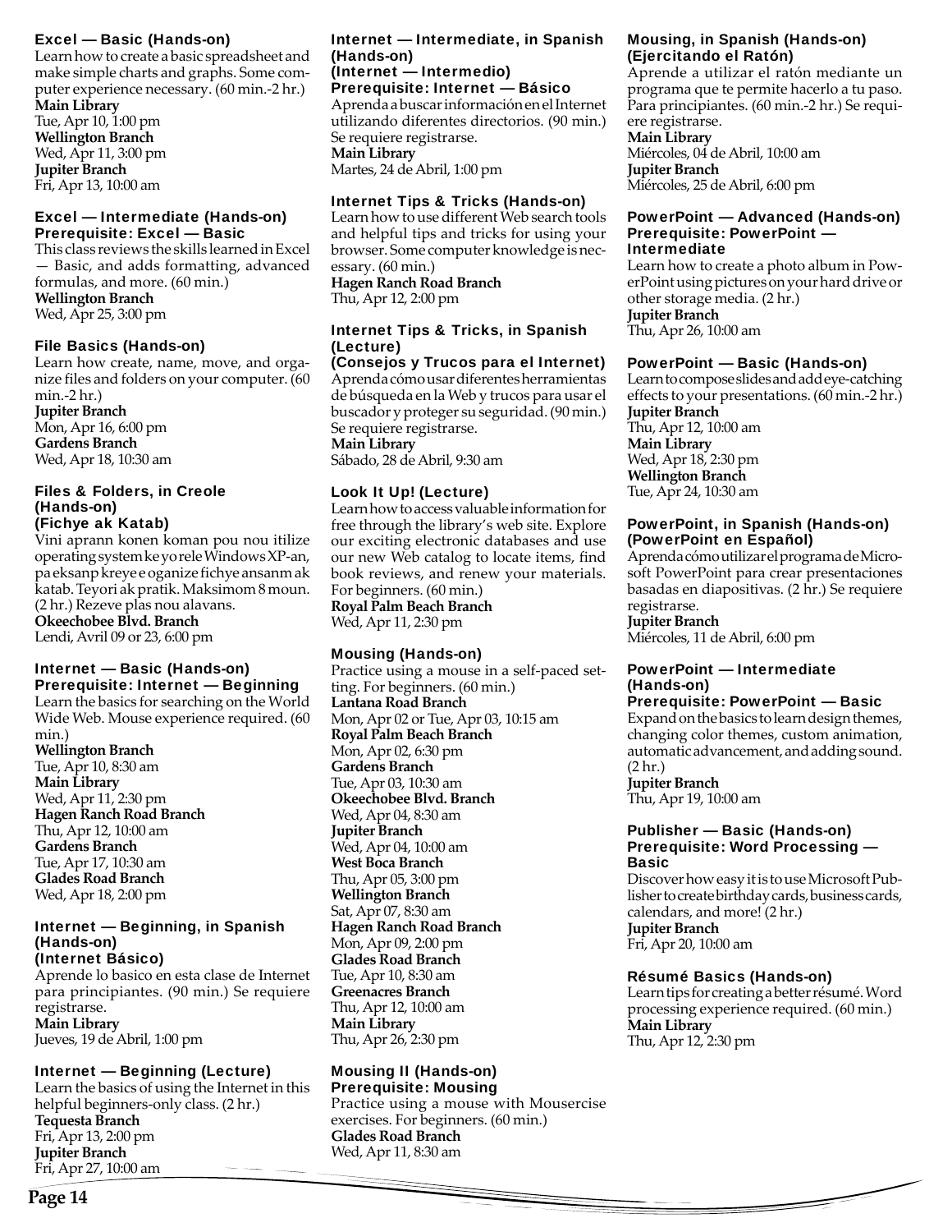### Excel — Basic (Hands-on)

Learn how to create a basic spreadsheet and make simple charts and graphs. Some computer experience necessary. (60 min.-2 hr.)

**Main Library**
Tue, Apr 10, 1:00 pm
**Wellington Branch**
Wed, Apr 11, 3:00 pm
**Jupiter Branch**
Fri, Apr 13, 10:00 am

### Excel — Intermediate (Hands-on)
### Prerequisite: Excel — Basic

This class reviews the skills learned in Excel — Basic, and adds formatting, advanced formulas, and more. (60 min.)

**Wellington Branch**
Wed, Apr 25, 3:00 pm

### File Basics (Hands-on)

Learn how create, name, move, and organize files and folders on your computer. (60 min.-2 hr.)

**Jupiter Branch**
Mon, Apr 16, 6:00 pm
**Gardens Branch**
Wed, Apr 18, 10:30 am

### Files & Folders, in Creole (Hands-on)
### (Fichye ak Katab)

Vini aprann konen koman pou nou itilize operating system ke yo rele Windows XP-an, pa eksanp kreye e oganize fichye ansanm ak katab. Teyori ak pratik. Maksimom 8 moun. (2 hr.) Rezeve plas nou alavans.

**Okeechobee Blvd. Branch**
Lendi, Avril 09 or 23, 6:00 pm

### Internet — Basic (Hands-on)
### Prerequisite: Internet — Beginning

Learn the basics for searching on the World Wide Web. Mouse experience required. (60 min.)

**Wellington Branch**
Tue, Apr 10, 8:30 am
**Main Library**
Wed, Apr 11, 2:30 pm
**Hagen Ranch Road Branch**
Thu, Apr 12, 10:00 am
**Gardens Branch**
Tue, Apr 17, 10:30 am
**Glades Road Branch**
Wed, Apr 18, 2:00 pm

### Internet — Beginning, in Spanish (Hands-on)
### (Internet Básico)

Aprende lo basico en esta clase de Internet para principiantes. (90 min.) Se requiere registrarse.

**Main Library**
Jueves, 19 de Abril, 1:00 pm

### Internet — Beginning (Lecture)

Learn the basics of using the Internet in this helpful beginners-only class. (2 hr.)

**Tequesta Branch**
Fri, Apr 13, 2:00 pm
**Jupiter Branch**
Fri, Apr 27, 10:00 am

### Internet — Intermediate, in Spanish (Hands-on)
### (Internet — Intermedio)
### Prerequisite: Internet — Básico

Aprenda a buscar información en el Internet utilizando diferentes directorios. (90 min.) Se requiere registrarse.

**Main Library**
Martes, 24 de Abril, 1:00 pm

### Internet Tips & Tricks (Hands-on)

Learn how to use different Web search tools and helpful tips and tricks for using your browser. Some computer knowledge is necessary. (60 min.)

**Hagen Ranch Road Branch**
Thu, Apr 12, 2:00 pm

### Internet Tips & Tricks, in Spanish (Lecture)
### (Consejos y Trucos para el Internet)

Aprenda cómo usar diferentes herramientas de búsqueda en la Web y trucos para usar el buscador y proteger su seguridad. (90 min.) Se requiere registrarse.

**Main Library**
Sábado, 28 de Abril, 9:30 am

### Look It Up! (Lecture)

Learn how to access valuable information for free through the library's web site. Explore our exciting electronic databases and use our new Web catalog to locate items, find book reviews, and renew your materials. For beginners. (60 min.)

**Royal Palm Beach Branch**
Wed, Apr 11, 2:30 pm

### Mousing (Hands-on)

Practice using a mouse in a self-paced setting. For beginners. (60 min.)

**Lantana Road Branch**
Mon, Apr 02 or Tue, Apr 03, 10:15 am
**Royal Palm Beach Branch**
Mon, Apr 02, 6:30 pm
**Gardens Branch**
Tue, Apr 03, 10:30 am
**Okeechobee Blvd. Branch**
Wed, Apr 04, 8:30 am
**Jupiter Branch**
Wed, Apr 04, 10:00 am
**West Boca Branch**
Thu, Apr 05, 3:00 pm
**Wellington Branch**
Sat, Apr 07, 8:30 am
**Hagen Ranch Road Branch**
Mon, Apr 09, 2:00 pm
**Glades Road Branch**
Tue, Apr 10, 8:30 am
**Greenacres Branch**
Thu, Apr 12, 10:00 am
**Main Library**
Thu, Apr 26, 2:30 pm

### Mousing II (Hands-on)
### Prerequisite: Mousing

Practice using a mouse with Mousercise exercises. For beginners. (60 min.)

**Glades Road Branch**
Wed, Apr 11, 8:30 am

### Mousing, in Spanish (Hands-on)
### (Ejercitando el Ratón)

Aprende a utilizar el ratón mediante un programa que te permite hacerlo a tu paso. Para principiantes. (60 min.-2 hr.) Se requiere registrarse.

**Main Library**
Miércoles, 04 de Abril, 10:00 am
**Jupiter Branch**
Miércoles, 25 de Abril, 6:00 pm

### PowerPoint — Advanced (Hands-on)
### Prerequisite: PowerPoint — Intermediate

Learn how to create a photo album in PowerPoint using pictures on your hard drive or other storage media. (2 hr.)

**Jupiter Branch**
Thu, Apr 26, 10:00 am

### PowerPoint — Basic (Hands-on)

Learn to compose slides and add eye-catching effects to your presentations. (60 min.-2 hr.)

**Jupiter Branch**
Thu, Apr 12, 10:00 am
**Main Library**
Wed, Apr 18, 2:30 pm
**Wellington Branch**
Tue, Apr 24, 10:30 am

### PowerPoint, in Spanish (Hands-on)
### (PowerPoint en Español)

Aprenda cómo utilizar el programa de Microsoft PowerPoint para crear presentaciones basadas en diapositivas. (2 hr.) Se requiere registrarse.

**Jupiter Branch**
Miércoles, 11 de Abril, 6:00 pm

### PowerPoint — Intermediate (Hands-on)
### Prerequisite: PowerPoint — Basic

Expand on the basics to learn design themes, changing color themes, custom animation, automatic advancement, and adding sound. (2 hr.)

**Jupiter Branch**
Thu, Apr 19, 10:00 am

### Publisher — Basic (Hands-on)
### Prerequisite: Word Processing — Basic

Discover how easy it is to use Microsoft Publisher to create birthday cards, business cards, calendars, and more! (2 hr.)

**Jupiter Branch**
Fri, Apr 20, 10:00 am

### Résumé Basics (Hands-on)

Learn tips for creating a better résumé. Word processing experience required. (60 min.)

**Main Library**
Thu, Apr 12, 2:30 pm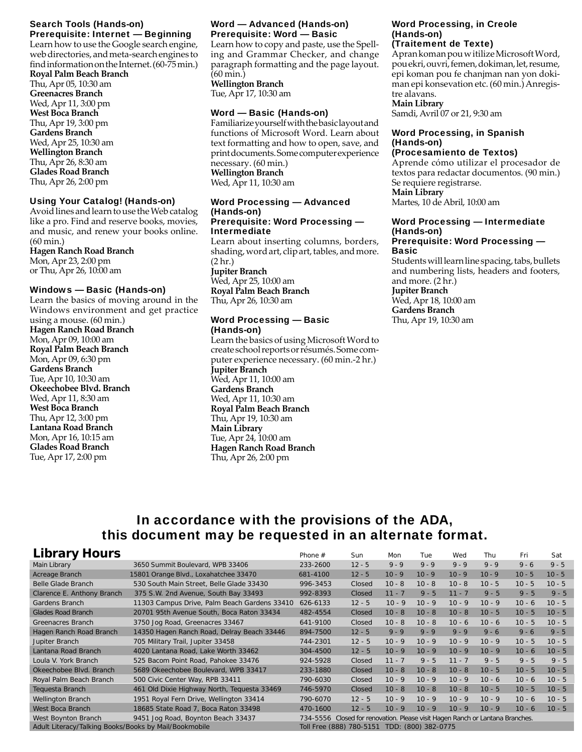### Search Tools (Hands-on)
### Prerequisite: Internet — Beginning

Learn how to use the Google search engine, web directories, and meta-search engines to find information on the Internet. (60-75 min.)

**Royal Palm Beach Branch**
Thu, Apr 05, 10:30 am
**Greenacres Branch**
Wed, Apr 11, 3:00 pm
**West Boca Branch**
Thu, Apr 19, 3:00 pm
**Gardens Branch**
Wed, Apr 25, 10:30 am
**Wellington Branch**
Thu, Apr 26, 8:30 am
**Glades Road Branch**
Thu, Apr 26, 2:00 pm

### Using Your Catalog! (Hands-on)

Avoid lines and learn to use the Web catalog like a pro. Find and reserve books, movies, and music, and renew your books online. (60 min.)

**Hagen Ranch Road Branch**
Mon, Apr 23, 2:00 pm
or Thu, Apr 26, 10:00 am

### Windows — Basic (Hands-on)

Learn the basics of moving around in the Windows environment and get practice using a mouse. (60 min.)

**Hagen Ranch Road Branch**
Mon, Apr 09, 10:00 am
**Royal Palm Beach Branch**
Mon, Apr 09, 6:30 pm
**Gardens Branch**
Tue, Apr 10, 10:30 am
**Okeechobee Blvd. Branch**
Wed, Apr 11, 8:30 am
**West Boca Branch**
Thu, Apr 12, 3:00 pm
**Lantana Road Branch**
Mon, Apr 16, 10:15 am
**Glades Road Branch**
Tue, Apr 17, 2:00 pm

### Word — Advanced (Hands-on)
### Prerequisite: Word — Basic

Learn how to copy and paste, use the Spelling and Grammar Checker, and change paragraph formatting and the page layout. (60 min.)

**Wellington Branch**
Tue, Apr 17, 10:30 am

### Word — Basic (Hands-on)

Familiarize yourself with the basic layout and functions of Microsoft Word. Learn about text formatting and how to open, save, and print documents. Some computer experience necessary. (60 min.)

**Wellington Branch**
Wed, Apr 11, 10:30 am

### Word Processing — Advanced (Hands-on)
### Prerequisite: Word Processing — Intermediate

Learn about inserting columns, borders, shading, word art, clip art, tables, and more. (2 hr.)

**Jupiter Branch**
Wed, Apr 25, 10:00 am
**Royal Palm Beach Branch**
Thu, Apr 26, 10:30 am

### Word Processing — Basic (Hands-on)

Learn the basics of using Microsoft Word to create school reports or résumés. Some computer experience necessary. (60 min.-2 hr.)

**Jupiter Branch**
Wed, Apr 11, 10:00 am
**Gardens Branch**
Wed, Apr 11, 10:30 am
**Royal Palm Beach Branch**
Thu, Apr 19, 10:30 am
**Main Library**
Tue, Apr 24, 10:00 am
**Hagen Ranch Road Branch**
Thu, Apr 26, 2:00 pm

### Word Processing, in Creole (Hands-on)
### (Traitement de Texte)

Apran koman pou w itilize Microsoft Word, pou ekri, ouvri, femen, dokiman, let, resume, epi koman pou fe chanjman nan yon dokiman epi konsevation etc. (60 min.) Anregistre alavans.

**Main Library**
Samdi, Avril 07 or 21, 9:30 am

### Word Processing, in Spanish (Hands-on)
### (Procesamiento de Textos)

Aprende cómo utilizar el procesador de textos para redactar documentos. (90 min.) Se requiere registrarse.

**Main Library**
Martes, 10 de Abril, 10:00 am

### Word Processing — Intermediate (Hands-on)
### Prerequisite: Word Processing — Basic

Students will learn line spacing, tabs, bullets and numbering lists, headers and footers, and more. (2 hr.)

**Jupiter Branch**
Wed, Apr 18, 10:00 am
**Gardens Branch**
Thu, Apr 19, 10:30 am

## In accordance with the provisions of the ADA, this document may be requested in an alternate format.

## Library Hours

| Library | Address | Phone # | Sun | Mon | Tue | Wed | Thu | Fri | Sat |
|---|---|---|---|---|---|---|---|---|---|
| Main Library | 3650 Summit Boulevard, WPB 33406 | 233-2600 | 12 - 5 | 9 - 9 | 9 - 9 | 9 - 9 | 9 - 9 | 9 - 6 | 9 - 5 |
| Acreage Branch | 15801 Orange Blvd., Loxahatchee 33470 | 681-4100 | 12 - 5 | 10 - 9 | 10 - 9 | 10 - 9 | 10 - 9 | 10 - 5 | 10 - 5 |
| Belle Glade Branch | 530 South Main Street, Belle Glade 33430 | 996-3453 | Closed | 10 - 8 | 10 - 8 | 10 - 8 | 10 - 5 | 10 - 5 | 10 - 5 |
| Clarence E. Anthony Branch | 375 S.W. 2nd Avenue, South Bay 33493 | 992-8393 | Closed | 11 - 7 | 9 - 5 | 11 - 7 | 9 - 5 | 9 - 5 | 9 - 5 |
| Gardens Branch | 11303 Campus Drive, Palm Beach Gardens 33410 | 626-6133 | 12 - 5 | 10 - 9 | 10 - 9 | 10 - 9 | 10 - 9 | 10 - 6 | 10 - 5 |
| Glades Road Branch | 20701 95th Avenue South, Boca Raton 33434 | 482-4554 | Closed | 10 - 8 | 10 - 8 | 10 - 8 | 10 - 5 | 10 - 5 | 10 - 5 |
| Greenacres Branch | 3750 Jog Road, Greenacres 33467 | 641-9100 | Closed | 10 - 8 | 10 - 8 | 10 - 6 | 10 - 6 | 10 - 5 | 10 - 5 |
| Hagen Ranch Road Branch | 14350 Hagen Ranch Road, Delray Beach 33446 | 894-7500 | 12 - 5 | 9 - 9 | 9 - 9 | 9 - 9 | 9 - 6 | 9 - 6 | 9 - 5 |
| Jupiter Branch | 705 Military Trail, Jupiter 33458 | 744-2301 | 12 - 5 | 10 - 9 | 10 - 9 | 10 - 9 | 10 - 9 | 10 - 5 | 10 - 5 |
| Lantana Road Branch | 4020 Lantana Road, Lake Worth 33462 | 304-4500 | 12 - 5 | 10 - 9 | 10 - 9 | 10 - 9 | 10 - 9 | 10 - 6 | 10 - 5 |
| Loula V. York Branch | 525 Bacom Point Road, Pahokee 33476 | 924-5928 | Closed | 11 - 7 | 9 - 5 | 11 - 7 | 9 - 5 | 9 - 5 | 9 - 5 |
| Okeechobee Blvd. Branch | 5689 Okeechobee Boulevard, WPB 33417 | 233-1880 | Closed | 10 - 8 | 10 - 8 | 10 - 8 | 10 - 5 | 10 - 5 | 10 - 5 |
| Royal Palm Beach Branch | 500 Civic Center Way, RPB 33411 | 790-6030 | Closed | 10 - 9 | 10 - 9 | 10 - 9 | 10 - 6 | 10 - 6 | 10 - 5 |
| Tequesta Branch | 461 Old Dixie Highway North, Tequesta 33469 | 746-5970 | Closed | 10 - 8 | 10 - 8 | 10 - 8 | 10 - 5 | 10 - 5 | 10 - 5 |
| Wellington Branch | 1951 Royal Fern Drive, Wellington 33414 | 790-6070 | 12 - 5 | 10 - 9 | 10 - 9 | 10 - 9 | 10 - 9 | 10 - 6 | 10 - 5 |
| West Boca Branch | 18685 State Road 7, Boca Raton 33498 | 470-1600 | 12 - 5 | 10 - 9 | 10 - 9 | 10 - 9 | 10 - 9 | 10 - 6 | 10 - 5 |
| West Boynton Branch | 9451 Jog Road, Boynton Beach 33437 | 734-5556 | Closed for renovation. Please visit Hagen Ranch or Lantana Branches. | | | | | | |
| Adult Literacy/Talking Books/Books by Mail/Bookmobile | | Toll Free (888) 780-5151 TDD: (800) 382-0775 | | | | | | | |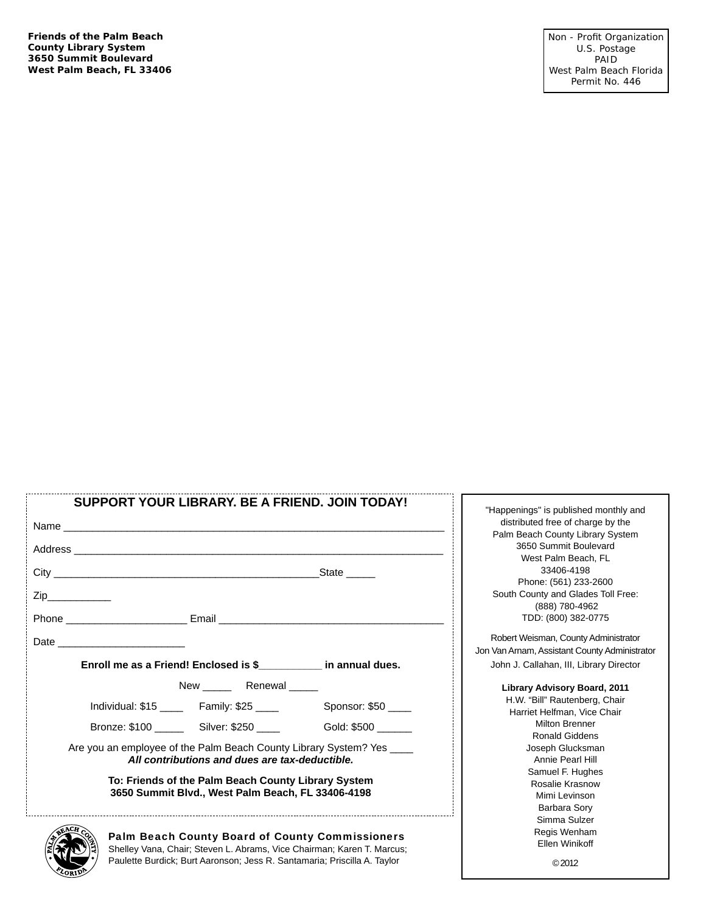**Friends of the Palm Beach County Library System**
**3650 Summit Boulevard**
**West Palm Beach, FL 33406**

Non - Profit Organization
U.S. Postage
PAID
West Palm Beach Florida
Permit No. 446

## SUPPORT YOUR LIBRARY. BE A FRIEND. JOIN TODAY!

Name ________________________________________________________________

Address ______________________________________________________________

City _____________________________________________State _____

Zip___________

Phone ____________________ Email ______________________________________

Date ______________________

**Enroll me as a Friend! Enclosed is $__________ in annual dues.**

New _____ Renewal _____

Individual: $15 ____ Family: $25 ____ Sponsor: $50 ____

Bronze: $100 _____ Silver: $250 ____ Gold: $500 ______

Are you an employee of the Palm Beach County Library System? Yes ____

***All contributions and dues are tax-deductible.***

**To: Friends of the Palm Beach County Library System**
**3650 Summit Blvd., West Palm Beach, FL 33406-4198**

**Palm Beach County Board of County Commissioners**
Shelley Vana, Chair; Steven L. Abrams, Vice Chairman; Karen T. Marcus; Paulette Burdick; Burt Aaronson; Jess R. Santamaria; Priscilla A. Taylor

"Happenings" is published monthly and distributed free of charge by the
Palm Beach County Library System
3650 Summit Boulevard
West Palm Beach, FL
33406-4198
Phone: (561) 233-2600
South County and Glades Toll Free:
(888) 780-4962
TDD: (800) 382-0775

Robert Weisman, County Administrator
Jon Van Arnam, Assistant County Administrator
John J. Callahan, III, Library Director

**Library Advisory Board, 2011**
H.W. "Bill" Rautenberg, Chair
Harriet Helfman, Vice Chair
Milton Brenner
Ronald Giddens
Joseph Glucksman
Annie Pearl Hill
Samuel F. Hughes
Rosalie Krasnow
Mimi Levinson
Barbara Sory
Simma Sulzer
Regis Wenham
Ellen Winikoff

© 2012